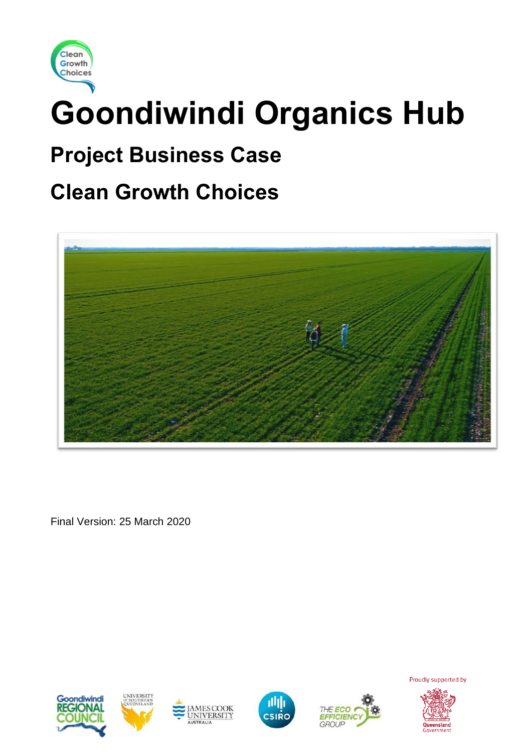# Goondiwindi Organics Hub

## Project Business Case

## Clean Growth Choices

Final Version: 25 March 2020

Proudly supported by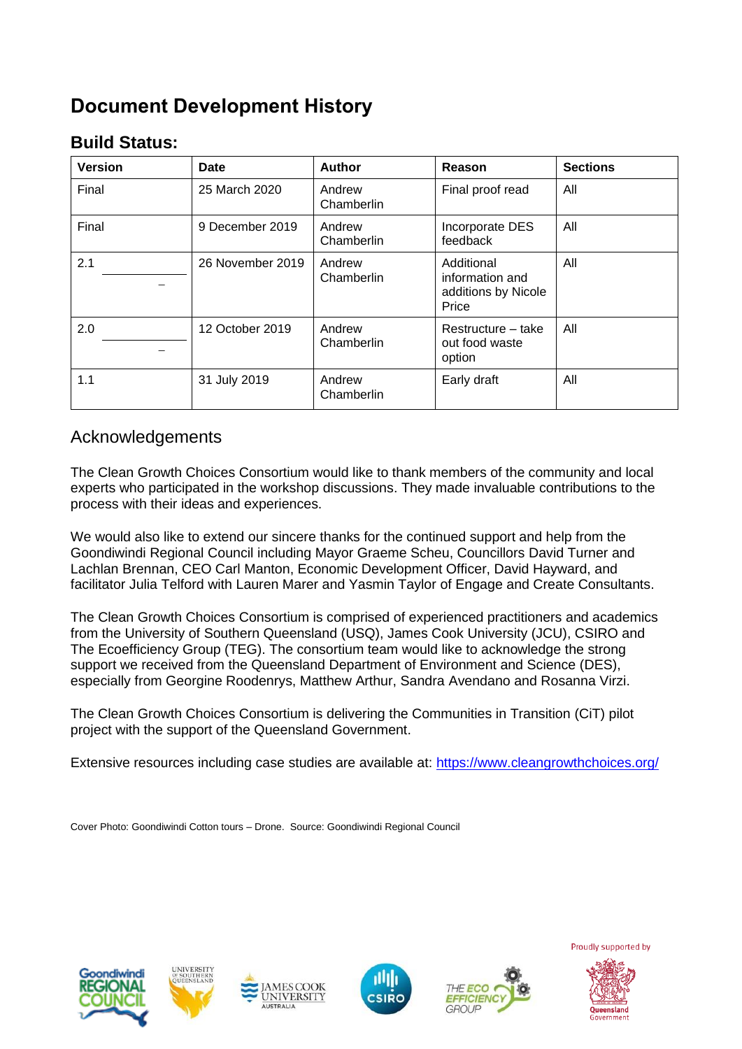# Document Development History

## Build Status:

| Version | Date | Author | Reason | Sections |
|---|---|---|---|---|
| Final | 25 March 2020 | Andrew Chamberlin | Final proof read | All |
| Final | 9 December 2019 | Andrew Chamberlin | Incorporate DES feedback | All |
| 2.1 | 26 November 2019 | Andrew Chamberlin | Additional information and additions by Nicole Price | All |
| 2.0 | 12 October 2019 | Andrew Chamberlin | Restructure – take out food waste option | All |
| 1.1 | 31 July 2019 | Andrew Chamberlin | Early draft | All |

## Acknowledgements

The Clean Growth Choices Consortium would like to thank members of the community and local experts who participated in the workshop discussions. They made invaluable contributions to the process with their ideas and experiences.

We would also like to extend our sincere thanks for the continued support and help from the Goondiwindi Regional Council including Mayor Graeme Scheu, Councillors David Turner and Lachlan Brennan, CEO Carl Manton, Economic Development Officer, David Hayward, and facilitator Julia Telford with Lauren Marer and Yasmin Taylor of Engage and Create Consultants.

The Clean Growth Choices Consortium is comprised of experienced practitioners and academics from the University of Southern Queensland (USQ), James Cook University (JCU), CSIRO and The Ecoefficiency Group (TEG). The consortium team would like to acknowledge the strong support we received from the Queensland Department of Environment and Science (DES), especially from Georgine Roodenrys, Matthew Arthur, Sandra Avendano and Rosanna Virzi.

The Clean Growth Choices Consortium is delivering the Communities in Transition (CiT) pilot project with the support of the Queensland Government.

Extensive resources including case studies are available at: https://www.cleangrowthchoices.org/

Cover Photo: Goondiwindi Cotton tours – Drone. Source: Goondiwindi Regional Council

Proudly supported by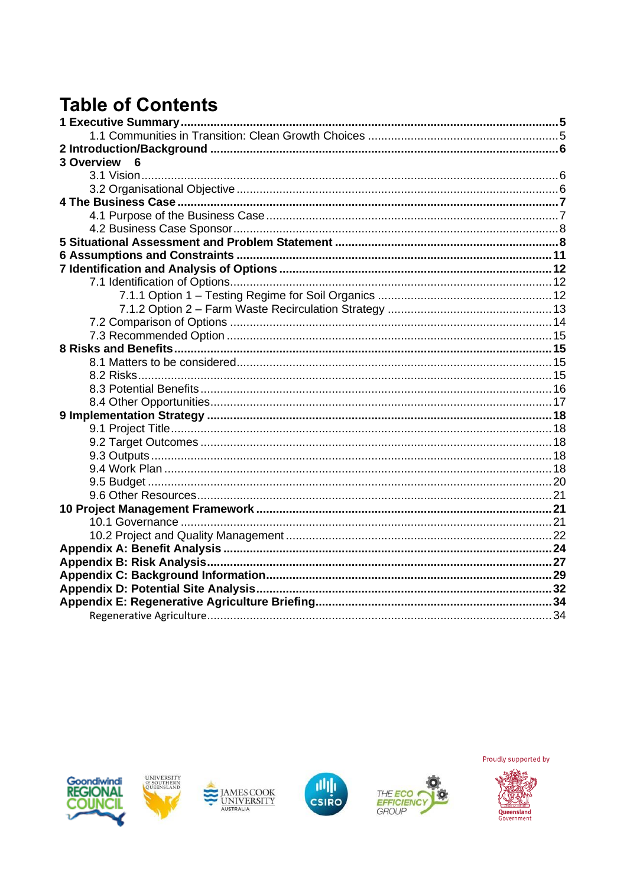# Table of Contents

**1 Executive Summary** ..... **5**
- 1.1 Communities in Transition: Clean Growth Choices ..... 5

**2 Introduction/Background** ..... **6**

**3 Overview** **6**
- 3.1 Vision ..... 6
- 3.2 Organisational Objective ..... 6

**4 The Business Case** ..... **7**
- 4.1 Purpose of the Business Case ..... 7
- 4.2 Business Case Sponsor ..... 8

**5 Situational Assessment and Problem Statement** ..... **8**

**6 Assumptions and Constraints** ..... **11**

**7 Identification and Analysis of Options** ..... **12**
- 7.1 Identification of Options ..... 12
  - 7.1.1 Option 1 – Testing Regime for Soil Organics ..... 12
  - 7.1.2 Option 2 – Farm Waste Recirculation Strategy ..... 13
- 7.2 Comparison of Options ..... 14
- 7.3 Recommended Option ..... 15

**8 Risks and Benefits** ..... **15**
- 8.1 Matters to be considered ..... 15
- 8.2 Risks ..... 15
- 8.3 Potential Benefits ..... 16
- 8.4 Other Opportunities ..... 17

**9 Implementation Strategy** ..... **18**
- 9.1 Project Title ..... 18
- 9.2 Target Outcomes ..... 18
- 9.3 Outputs ..... 18
- 9.4 Work Plan ..... 18
- 9.5 Budget ..... 20
- 9.6 Other Resources ..... 21

**10 Project Management Framework** ..... **21**
- 10.1 Governance ..... 21
- 10.2 Project and Quality Management ..... 22

**Appendix A: Benefit Analysis** ..... **24**

**Appendix B: Risk Analysis** ..... **27**

**Appendix C: Background Information** ..... **29**

**Appendix D: Potential Site Analysis** ..... **32**

**Appendix E: Regenerative Agriculture Briefing** ..... **34**
- Regenerative Agriculture ..... 34

Proudly supported by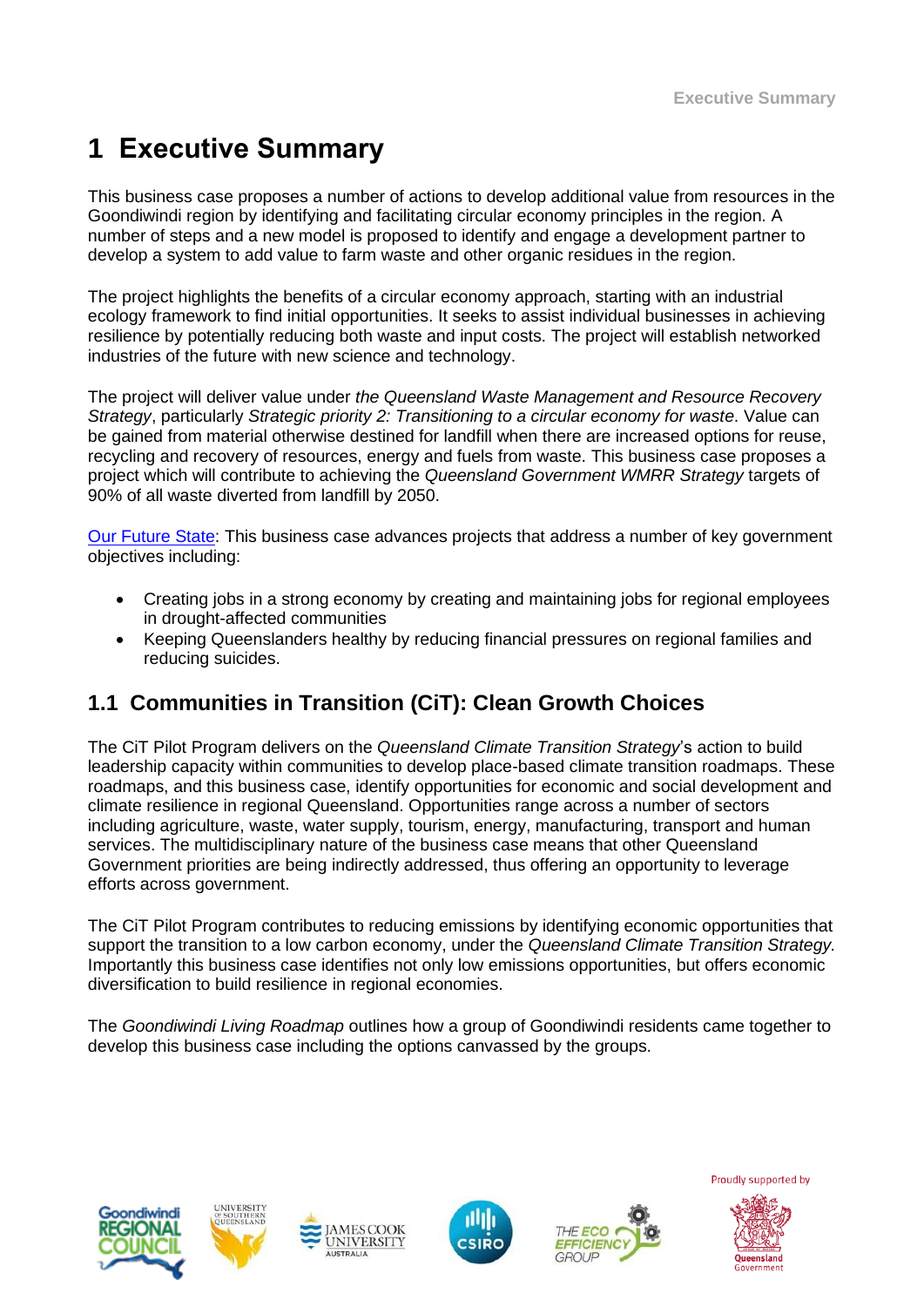# 1 Executive Summary

This business case proposes a number of actions to develop additional value from resources in the Goondiwindi region by identifying and facilitating circular economy principles in the region. A number of steps and a new model is proposed to identify and engage a development partner to develop a system to add value to farm waste and other organic residues in the region.

The project highlights the benefits of a circular economy approach, starting with an industrial ecology framework to find initial opportunities. It seeks to assist individual businesses in achieving resilience by potentially reducing both waste and input costs. The project will establish networked industries of the future with new science and technology.

The project will deliver value under *the Queensland Waste Management and Resource Recovery Strategy*, particularly *Strategic priority 2: Transitioning to a circular economy for waste*. Value can be gained from material otherwise destined for landfill when there are increased options for reuse, recycling and recovery of resources, energy and fuels from waste. This business case proposes a project which will contribute to achieving the *Queensland Government WMRR Strategy* targets of 90% of all waste diverted from landfill by 2050.

Our Future State: This business case advances projects that address a number of key government objectives including:

- Creating jobs in a strong economy by creating and maintaining jobs for regional employees in drought-affected communities
- Keeping Queenslanders healthy by reducing financial pressures on regional families and reducing suicides.

## 1.1 Communities in Transition (CiT): Clean Growth Choices

The CiT Pilot Program delivers on the *Queensland Climate Transition Strategy*'s action to build leadership capacity within communities to develop place-based climate transition roadmaps. These roadmaps, and this business case, identify opportunities for economic and social development and climate resilience in regional Queensland. Opportunities range across a number of sectors including agriculture, waste, water supply, tourism, energy, manufacturing, transport and human services. The multidisciplinary nature of the business case means that other Queensland Government priorities are being indirectly addressed, thus offering an opportunity to leverage efforts across government.

The CiT Pilot Program contributes to reducing emissions by identifying economic opportunities that support the transition to a low carbon economy, under the *Queensland Climate Transition Strategy.* Importantly this business case identifies not only low emissions opportunities, but offers economic diversification to build resilience in regional economies.

The *Goondiwindi Living Roadmap* outlines how a group of Goondiwindi residents came together to develop this business case including the options canvassed by the groups.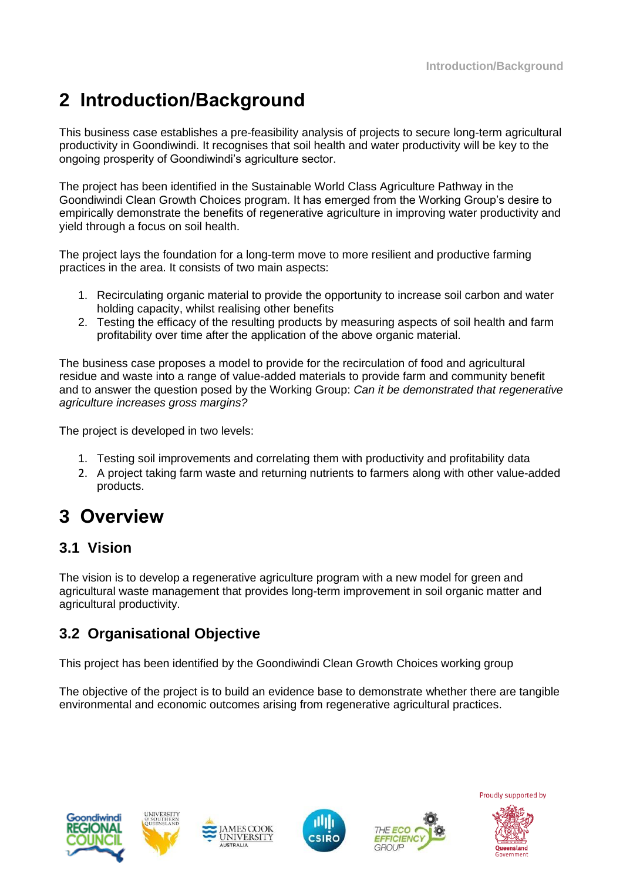# 2 Introduction/Background

This business case establishes a pre-feasibility analysis of projects to secure long-term agricultural productivity in Goondiwindi. It recognises that soil health and water productivity will be key to the ongoing prosperity of Goondiwindi's agriculture sector.

The project has been identified in the Sustainable World Class Agriculture Pathway in the Goondiwindi Clean Growth Choices program. It has emerged from the Working Group's desire to empirically demonstrate the benefits of regenerative agriculture in improving water productivity and yield through a focus on soil health.

The project lays the foundation for a long-term move to more resilient and productive farming practices in the area. It consists of two main aspects:

1. Recirculating organic material to provide the opportunity to increase soil carbon and water holding capacity, whilst realising other benefits
2. Testing the efficacy of the resulting products by measuring aspects of soil health and farm profitability over time after the application of the above organic material.

The business case proposes a model to provide for the recirculation of food and agricultural residue and waste into a range of value-added materials to provide farm and community benefit and to answer the question posed by the Working Group: *Can it be demonstrated that regenerative agriculture increases gross margins?*

The project is developed in two levels:

1. Testing soil improvements and correlating them with productivity and profitability data
2. A project taking farm waste and returning nutrients to farmers along with other value-added products.

# 3 Overview

## 3.1 Vision

The vision is to develop a regenerative agriculture program with a new model for green and agricultural waste management that provides long-term improvement in soil organic matter and agricultural productivity.

## 3.2 Organisational Objective

This project has been identified by the Goondiwindi Clean Growth Choices working group

The objective of the project is to build an evidence base to demonstrate whether there are tangible environmental and economic outcomes arising from regenerative agricultural practices.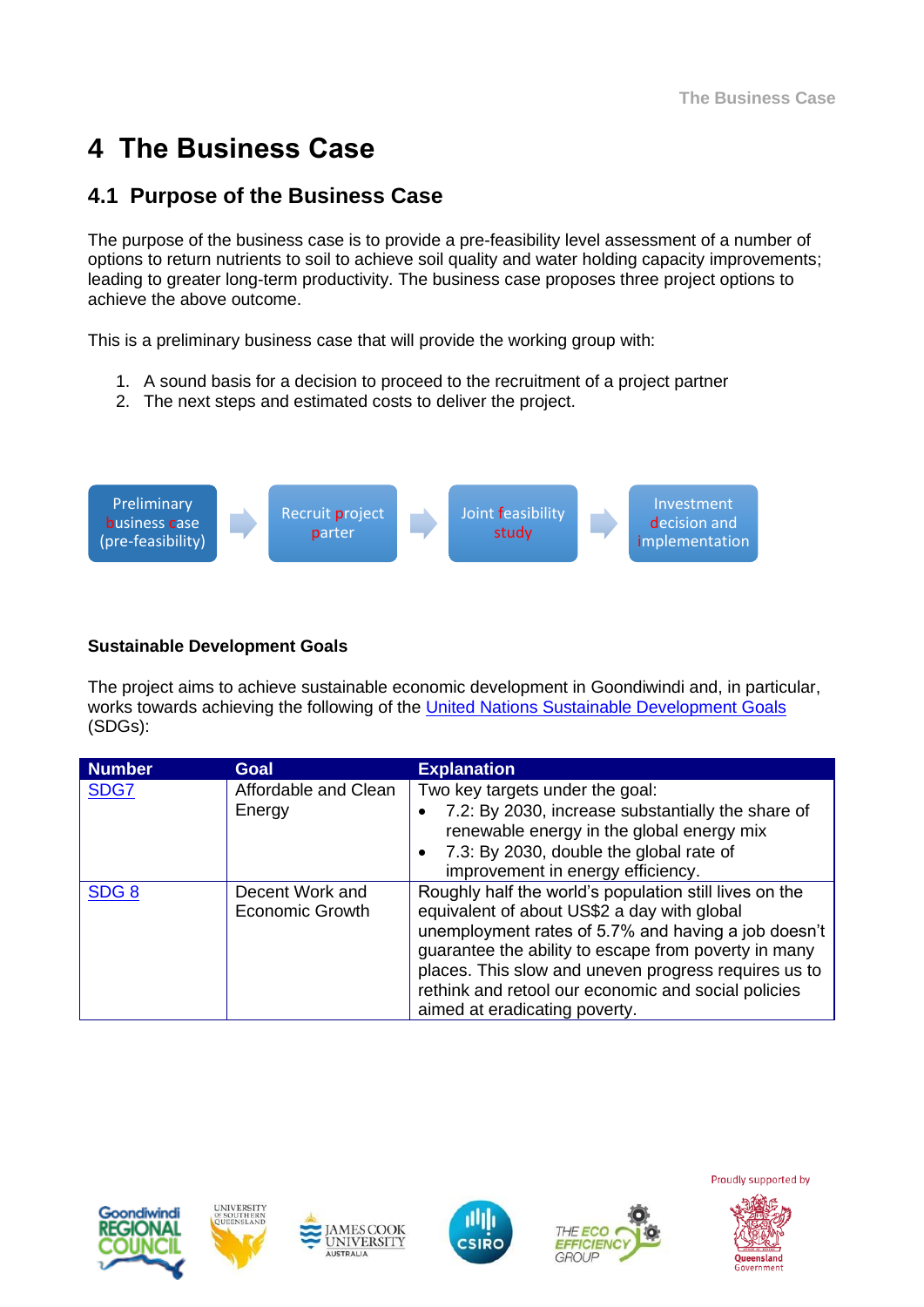# 4 The Business Case

## 4.1 Purpose of the Business Case

The purpose of the business case is to provide a pre-feasibility level assessment of a number of options to return nutrients to soil to achieve soil quality and water holding capacity improvements; leading to greater long-term productivity. The business case proposes three project options to achieve the above outcome.

This is a preliminary business case that will provide the working group with:

1. A sound basis for a decision to proceed to the recruitment of a project partner
2. The next steps and estimated costs to deliver the project.

Preliminary business case (pre-feasibility) → Recruit project parter → Joint feasibility study → Investment decision and implementation

**Sustainable Development Goals**

The project aims to achieve sustainable economic development in Goondiwindi and, in particular, works towards achieving the following of the United Nations Sustainable Development Goals (SDGs):

| Number | Goal | Explanation |
|---|---|---|
| SDG7 | Affordable and Clean Energy | Two key targets under the goal:<br>• 7.2: By 2030, increase substantially the share of renewable energy in the global energy mix<br>• 7.3: By 2030, double the global rate of improvement in energy efficiency. |
| SDG 8 | Decent Work and Economic Growth | Roughly half the world's population still lives on the equivalent of about US$2 a day with global unemployment rates of 5.7% and having a job doesn't guarantee the ability to escape from poverty in many places. This slow and uneven progress requires us to rethink and retool our economic and social policies aimed at eradicating poverty. |

Proudly supported by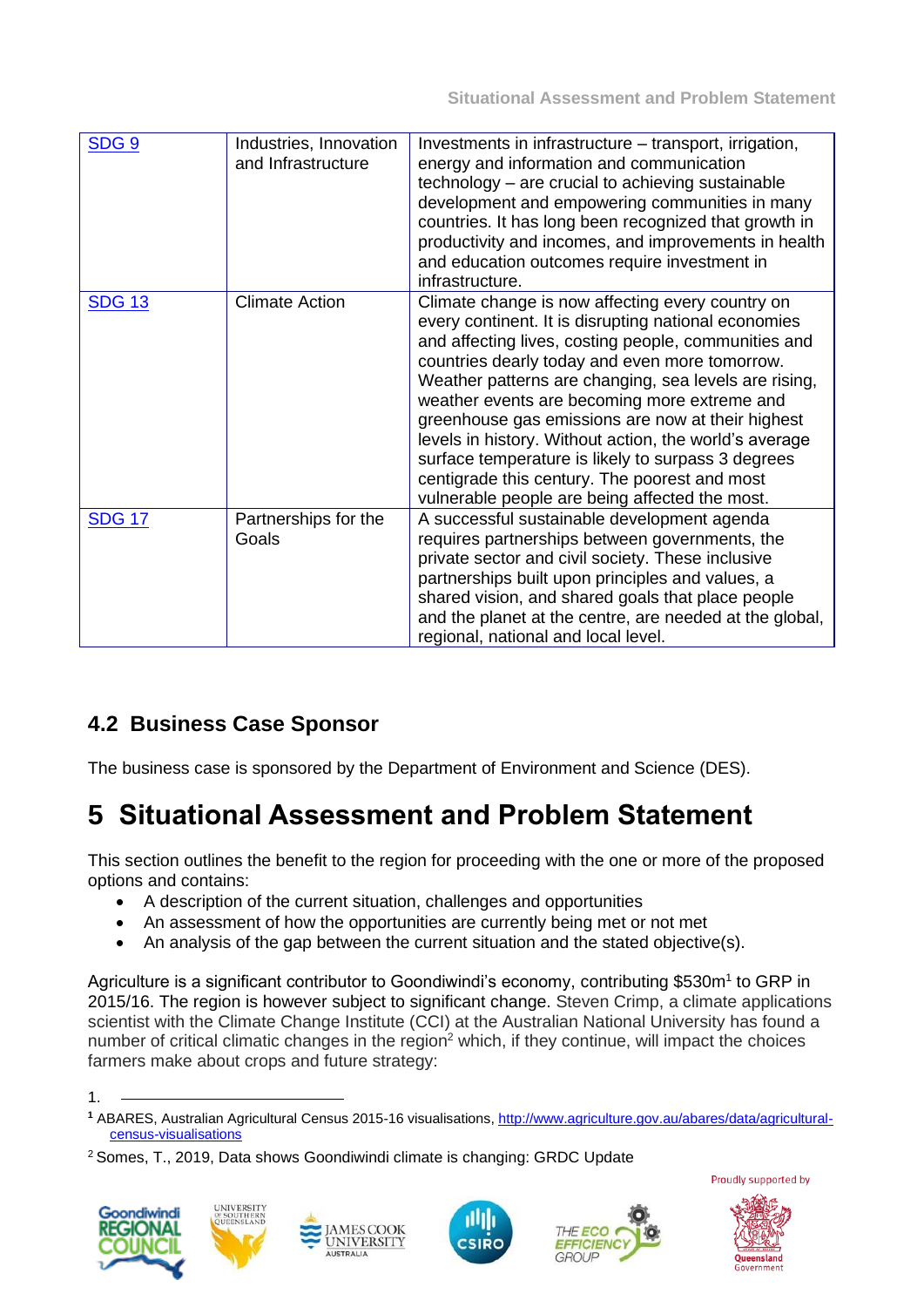| SDG 9 | Industries, Innovation and Infrastructure | Investments in infrastructure – transport, irrigation, energy and information and communication technology – are crucial to achieving sustainable development and empowering communities in many countries. It has long been recognized that growth in productivity and incomes, and improvements in health and education outcomes require investment in infrastructure. |
|---|---|---|
| SDG 13 | Climate Action | Climate change is now affecting every country on every continent. It is disrupting national economies and affecting lives, costing people, communities and countries dearly today and even more tomorrow. Weather patterns are changing, sea levels are rising, weather events are becoming more extreme and greenhouse gas emissions are now at their highest levels in history. Without action, the world's average surface temperature is likely to surpass 3 degrees centigrade this century. The poorest and most vulnerable people are being affected the most. |
| SDG 17 | Partnerships for the Goals | A successful sustainable development agenda requires partnerships between governments, the private sector and civil society. These inclusive partnerships built upon principles and values, a shared vision, and shared goals that place people and the planet at the centre, are needed at the global, regional, national and local level. |

## 4.2 Business Case Sponsor

The business case is sponsored by the Department of Environment and Science (DES).

# 5 Situational Assessment and Problem Statement

This section outlines the benefit to the region for proceeding with the one or more of the proposed options and contains:

- A description of the current situation, challenges and opportunities
- An assessment of how the opportunities are currently being met or not met
- An analysis of the gap between the current situation and the stated objective(s).

Agriculture is a significant contributor to Goondiwindi's economy, contributing \$530m[1] to GRP in 2015/16. The region is however subject to significant change. Steven Crimp, a climate applications scientist with the Climate Change Institute (CCI) at the Australian National University has found a number of critical climatic changes in the region[2] which, if they continue, will impact the choices farmers make about crops and future strategy:

1.

[1] ABARES, Australian Agricultural Census 2015-16 visualisations, http://www.agriculture.gov.au/abares/data/agricultural-census-visualisations

[2] Somes, T., 2019, Data shows Goondiwindi climate is changing: GRDC Update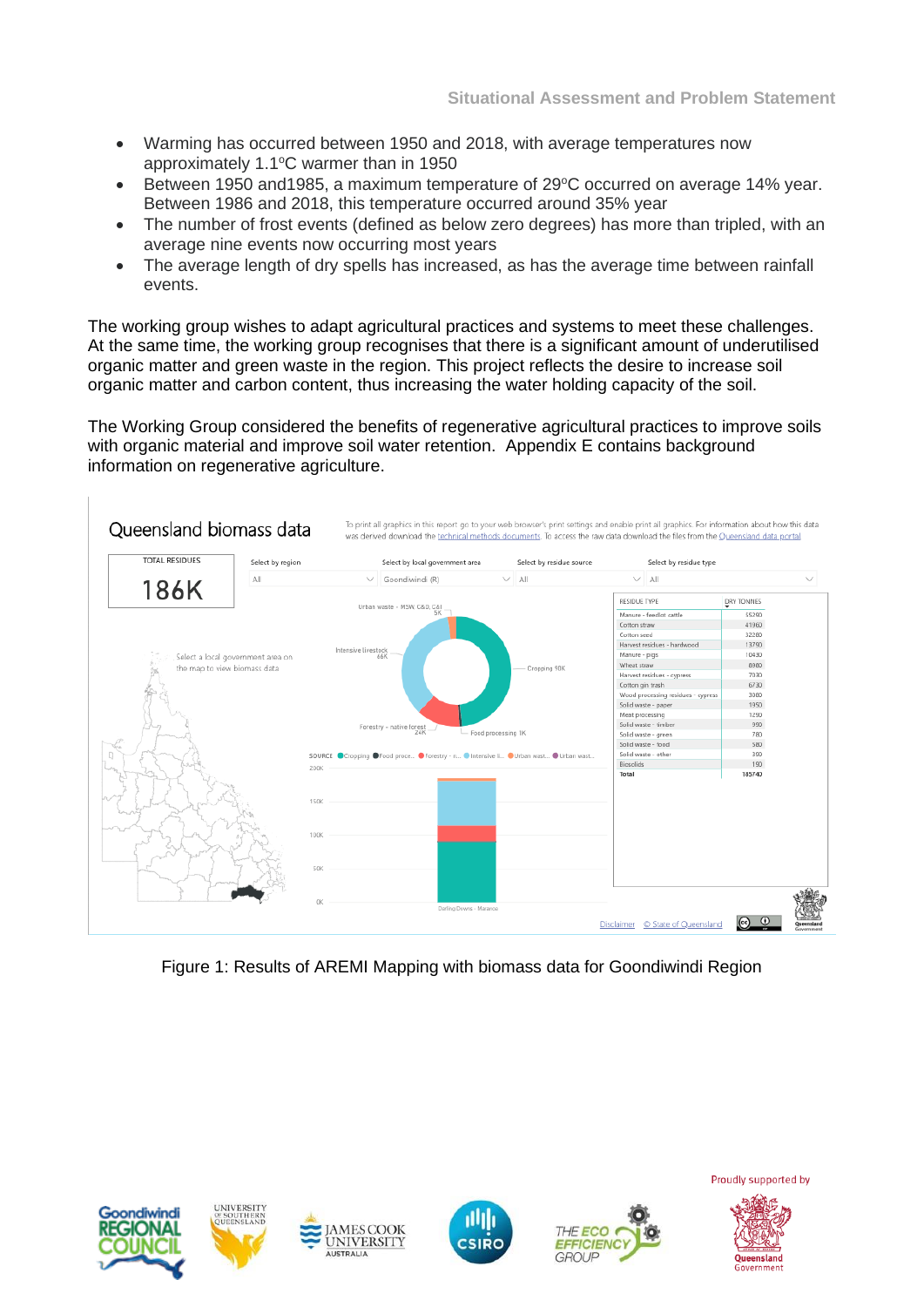- Warming has occurred between 1950 and 2018, with average temperatures now approximately 1.1°C warmer than in 1950
- Between 1950 and1985, a maximum temperature of 29°C occurred on average 14% year. Between 1986 and 2018, this temperature occurred around 35% year
- The number of frost events (defined as below zero degrees) has more than tripled, with an average nine events now occurring most years
- The average length of dry spells has increased, as has the average time between rainfall events.

The working group wishes to adapt agricultural practices and systems to meet these challenges. At the same time, the working group recognises that there is a significant amount of underutilised organic matter and green waste in the region. This project reflects the desire to increase soil organic matter and carbon content, thus increasing the water holding capacity of the soil.

The Working Group considered the benefits of regenerative agricultural practices to improve soils with organic material and improve soil water retention. Appendix E contains background information on regenerative agriculture.

Figure 1: Results of AREMI Mapping with biomass data for Goondiwindi Region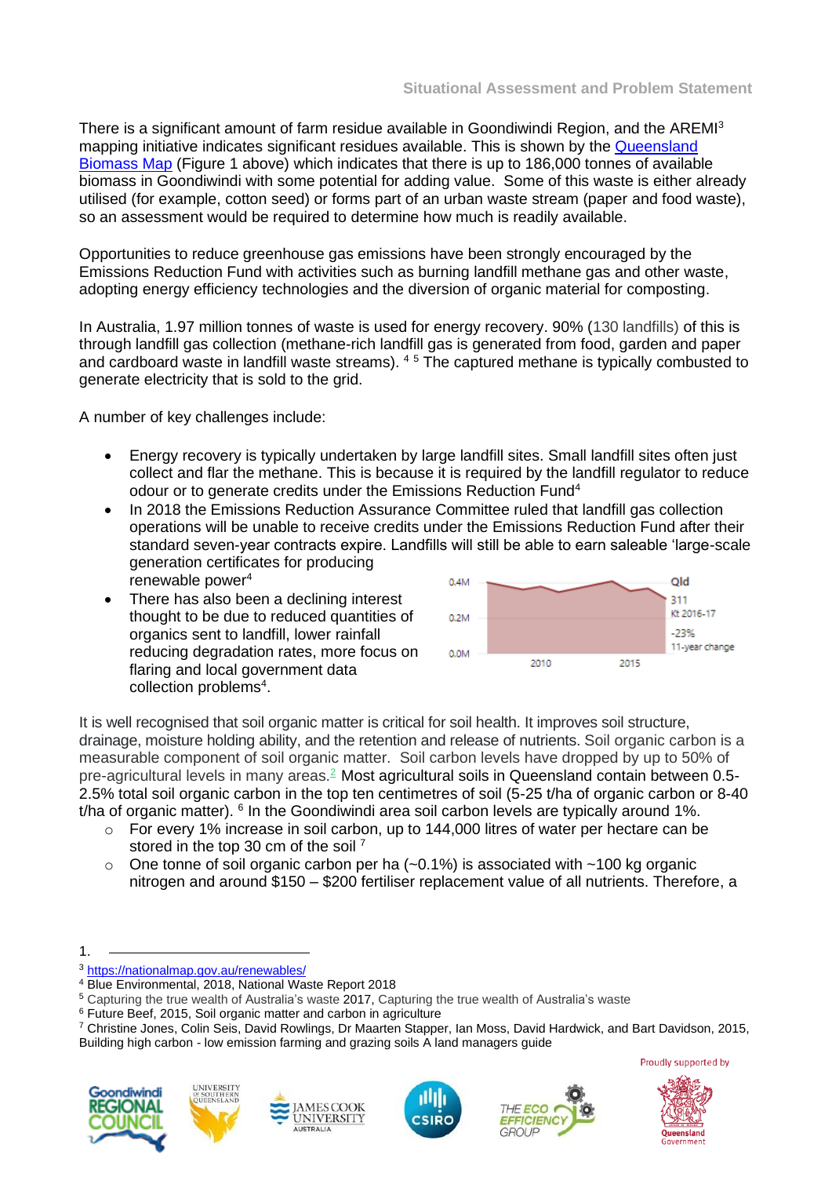There is a significant amount of farm residue available in Goondiwindi Region, and the AREMI[3] mapping initiative indicates significant residues available. This is shown by the Queensland Biomass Map (Figure 1 above) which indicates that there is up to 186,000 tonnes of available biomass in Goondiwindi with some potential for adding value. Some of this waste is either already utilised (for example, cotton seed) or forms part of an urban waste stream (paper and food waste), so an assessment would be required to determine how much is readily available.

Opportunities to reduce greenhouse gas emissions have been strongly encouraged by the Emissions Reduction Fund with activities such as burning landfill methane gas and other waste, adopting energy efficiency technologies and the diversion of organic material for composting.

In Australia, 1.97 million tonnes of waste is used for energy recovery. 90% (130 landfills) of this is through landfill gas collection (methane-rich landfill gas is generated from food, garden and paper and cardboard waste in landfill waste streams).[4] [5] The captured methane is typically combusted to generate electricity that is sold to the grid.

A number of key challenges include:

- Energy recovery is typically undertaken by large landfill sites. Small landfill sites often just collect and flar the methane. This is because it is required by the landfill regulator to reduce odour or to generate credits under the Emissions Reduction Fund[4]
- In 2018 the Emissions Reduction Assurance Committee ruled that landfill gas collection operations will be unable to receive credits under the Emissions Reduction Fund after their standard seven-year contracts expire. Landfills will still be able to earn saleable 'large-scale generation certificates for producing renewable power[4]
- There has also been a declining interest thought to be due to reduced quantities of organics sent to landfill, lower rainfall reducing degradation rates, more focus on flaring and local government data collection problems[4].

Qld
311
Kt 2016-17
-23%
11-year change

It is well recognised that soil organic matter is critical for soil health. It improves soil structure, drainage, moisture holding ability, and the retention and release of nutrients. Soil organic carbon is a measurable component of soil organic matter. Soil carbon levels have dropped by up to 50% of pre-agricultural levels in many areas.[2] Most agricultural soils in Queensland contain between 0.5-2.5% total soil organic carbon in the top ten centimetres of soil (5-25 t/ha of organic carbon or 8-40 t/ha of organic matter).[6] In the Goondiwindi area soil carbon levels are typically around 1%.

- For every 1% increase in soil carbon, up to 144,000 litres of water per hectare can be stored in the top 30 cm of the soil[7]
- One tonne of soil organic carbon per ha (~0.1%) is associated with ~100 kg organic nitrogen and around $150 – $200 fertiliser replacement value of all nutrients. Therefore, a

---

1.

[3] https://nationalmap.gov.au/renewables/

[4] Blue Environmental, 2018, National Waste Report 2018

[5] Capturing the true wealth of Australia's waste 2017, Capturing the true wealth of Australia's waste

[6] Future Beef, 2015, Soil organic matter and carbon in agriculture

[7] Christine Jones, Colin Seis, David Rowlings, Dr Maarten Stapper, Ian Moss, David Hardwick, and Bart Davidson, 2015, Building high carbon - low emission farming and grazing soils A land managers guide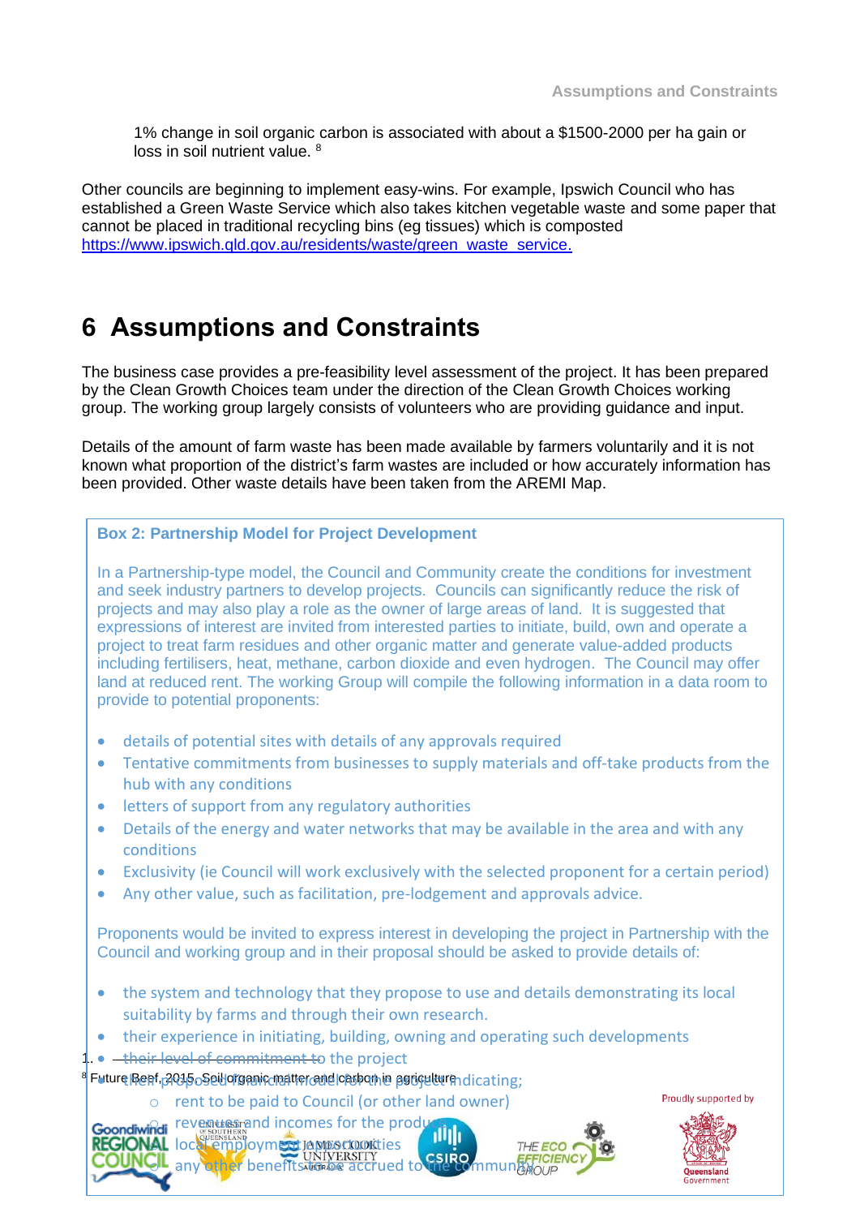1% change in soil organic carbon is associated with about a $1500-2000 per ha gain or loss in soil nutrient value. [8]

Other councils are beginning to implement easy-wins. For example, Ipswich Council who has established a Green Waste Service which also takes kitchen vegetable waste and some paper that cannot be placed in traditional recycling bins (eg tissues) which is composted https://www.ipswich.qld.gov.au/residents/waste/green_waste_service.

# 6 Assumptions and Constraints

The business case provides a pre-feasibility level assessment of the project. It has been prepared by the Clean Growth Choices team under the direction of the Clean Growth Choices working group. The working group largely consists of volunteers who are providing guidance and input.

Details of the amount of farm waste has been made available by farmers voluntarily and it is not known what proportion of the district's farm wastes are included or how accurately information has been provided. Other waste details have been taken from the AREMI Map.

**Box 2: Partnership Model for Project Development**

In a Partnership-type model, the Council and Community create the conditions for investment and seek industry partners to develop projects. Councils can significantly reduce the risk of projects and may also play a role as the owner of large areas of land. It is suggested that expressions of interest are invited from interested parties to initiate, build, own and operate a project to treat farm residues and other organic matter and generate value-added products including fertilisers, heat, methane, carbon dioxide and even hydrogen. The Council may offer land at reduced rent. The working Group will compile the following information in a data room to provide to potential proponents:

- details of potential sites with details of any approvals required
- Tentative commitments from businesses to supply materials and off-take products from the hub with any conditions
- letters of support from any regulatory authorities
- Details of the energy and water networks that may be available in the area and with any conditions
- Exclusivity (ie Council will work exclusively with the selected proponent for a certain period)
- Any other value, such as facilitation, pre-lodgement and approvals advice.

Proponents would be invited to express interest in developing the project in Partnership with the Council and working group and in their proposal should be asked to provide details of:

- the system and technology that they propose to use and details demonstrating its local suitability by farms and through their own research.
- their experience in initiating, building, owning and operating such developments
- their level of commitment to the project
- their proposed financial model for the project indicating;
  - rent to be paid to Council (or other land owner)
  - revenues and incomes for the produ...
  - local employment opportunities
  - any other benefits to be accrued to the community

[8] Future Beef, 2015, Soil organic matter and carbon in agriculture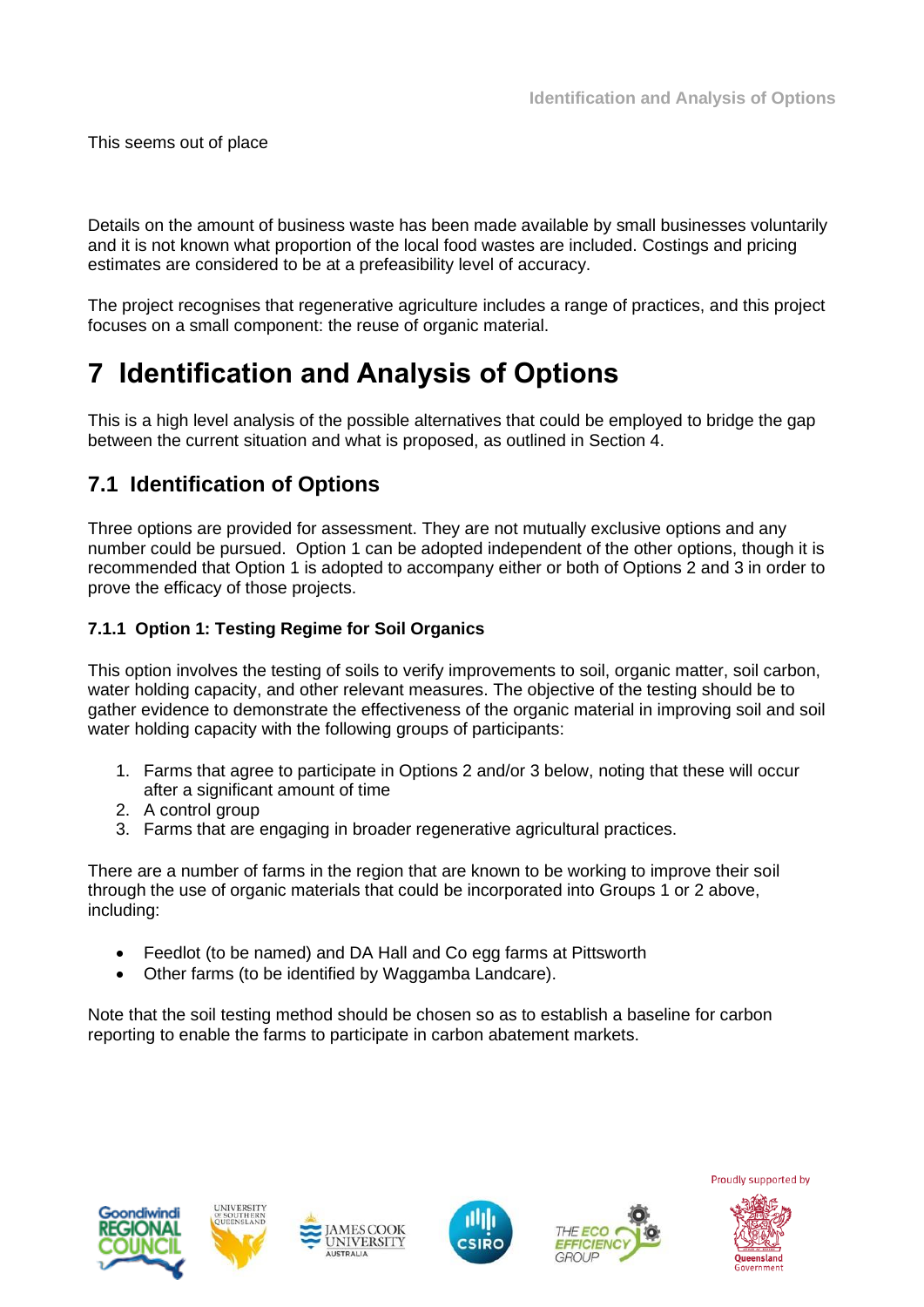This seems out of place

Details on the amount of business waste has been made available by small businesses voluntarily and it is not known what proportion of the local food wastes are included. Costings and pricing estimates are considered to be at a prefeasibility level of accuracy.

The project recognises that regenerative agriculture includes a range of practices, and this project focuses on a small component: the reuse of organic material.

# 7 Identification and Analysis of Options

This is a high level analysis of the possible alternatives that could be employed to bridge the gap between the current situation and what is proposed, as outlined in Section 4.

## 7.1 Identification of Options

Three options are provided for assessment. They are not mutually exclusive options and any number could be pursued. Option 1 can be adopted independent of the other options, though it is recommended that Option 1 is adopted to accompany either or both of Options 2 and 3 in order to prove the efficacy of those projects.

### 7.1.1 Option 1: Testing Regime for Soil Organics

This option involves the testing of soils to verify improvements to soil, organic matter, soil carbon, water holding capacity, and other relevant measures. The objective of the testing should be to gather evidence to demonstrate the effectiveness of the organic material in improving soil and soil water holding capacity with the following groups of participants:

1. Farms that agree to participate in Options 2 and/or 3 below, noting that these will occur after a significant amount of time
2. A control group
3. Farms that are engaging in broader regenerative agricultural practices.

There are a number of farms in the region that are known to be working to improve their soil through the use of organic materials that could be incorporated into Groups 1 or 2 above, including:

- Feedlot (to be named) and DA Hall and Co egg farms at Pittsworth
- Other farms (to be identified by Waggamba Landcare).

Note that the soil testing method should be chosen so as to establish a baseline for carbon reporting to enable the farms to participate in carbon abatement markets.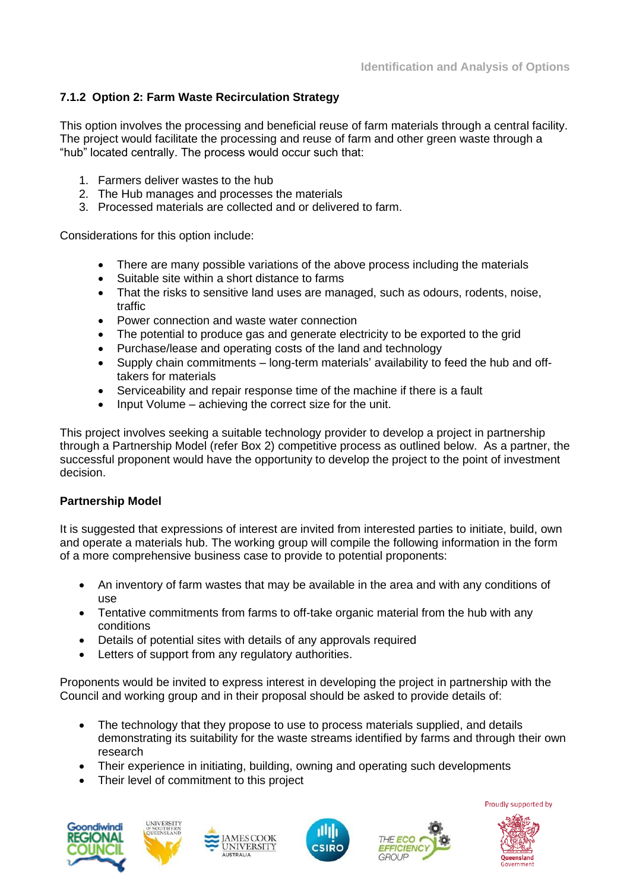### 7.1.2 Option 2: Farm Waste Recirculation Strategy

This option involves the processing and beneficial reuse of farm materials through a central facility. The project would facilitate the processing and reuse of farm and other green waste through a "hub" located centrally. The process would occur such that:

1. Farmers deliver wastes to the hub
2. The Hub manages and processes the materials
3. Processed materials are collected and or delivered to farm.

Considerations for this option include:

- There are many possible variations of the above process including the materials
- Suitable site within a short distance to farms
- That the risks to sensitive land uses are managed, such as odours, rodents, noise, traffic
- Power connection and waste water connection
- The potential to produce gas and generate electricity to be exported to the grid
- Purchase/lease and operating costs of the land and technology
- Supply chain commitments – long-term materials' availability to feed the hub and off-takers for materials
- Serviceability and repair response time of the machine if there is a fault
- Input Volume – achieving the correct size for the unit.

This project involves seeking a suitable technology provider to develop a project in partnership through a Partnership Model (refer Box 2) competitive process as outlined below. As a partner, the successful proponent would have the opportunity to develop the project to the point of investment decision.

**Partnership Model**

It is suggested that expressions of interest are invited from interested parties to initiate, build, own and operate a materials hub. The working group will compile the following information in the form of a more comprehensive business case to provide to potential proponents:

- An inventory of farm wastes that may be available in the area and with any conditions of use
- Tentative commitments from farms to off-take organic material from the hub with any conditions
- Details of potential sites with details of any approvals required
- Letters of support from any regulatory authorities.

Proponents would be invited to express interest in developing the project in partnership with the Council and working group and in their proposal should be asked to provide details of:

- The technology that they propose to use to process materials supplied, and details demonstrating its suitability for the waste streams identified by farms and through their own research
- Their experience in initiating, building, owning and operating such developments
- Their level of commitment to this project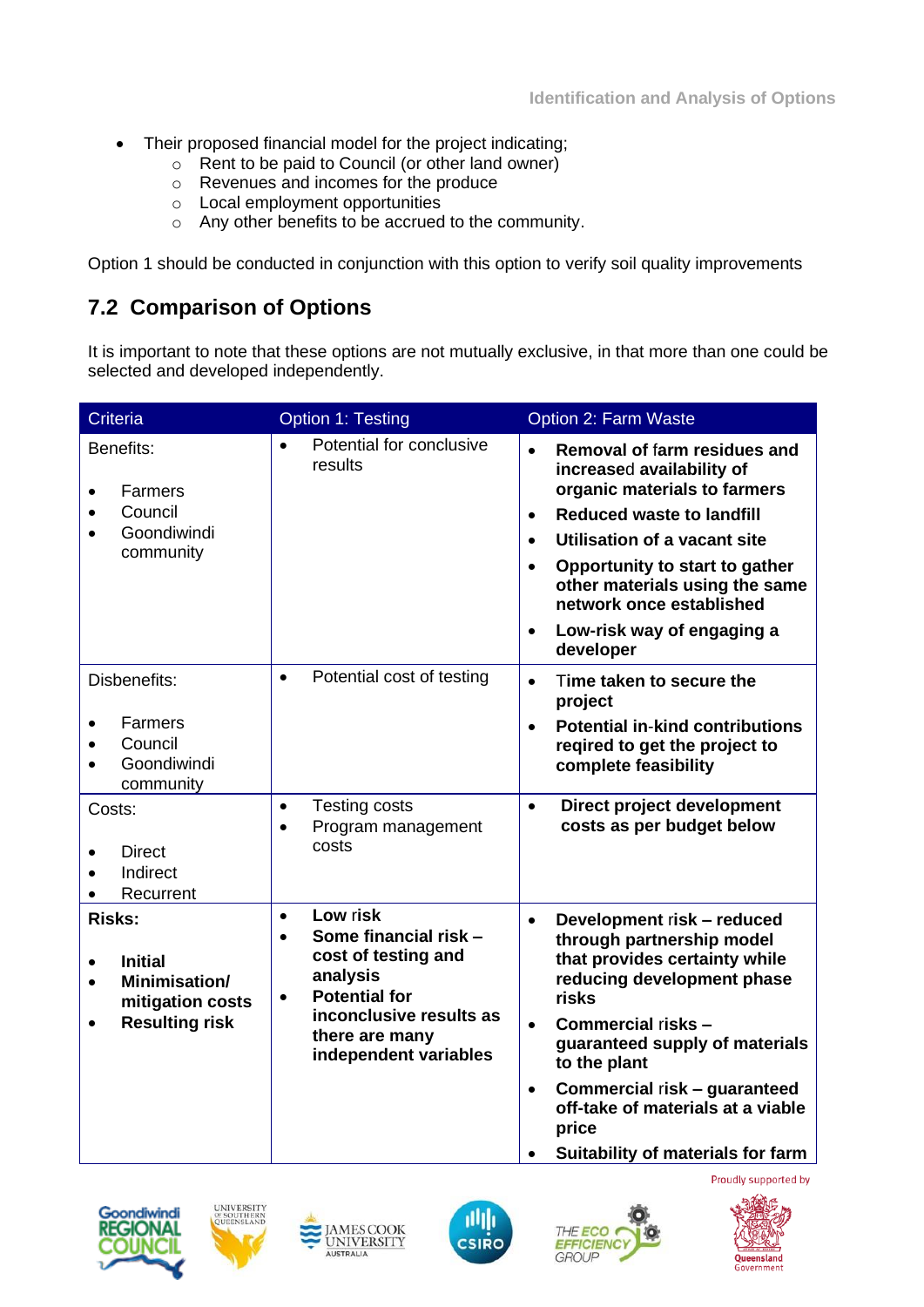- Their proposed financial model for the project indicating;
    - Rent to be paid to Council (or other land owner)
    - Revenues and incomes for the produce
    - Local employment opportunities
    - Any other benefits to be accrued to the community.

Option 1 should be conducted in conjunction with this option to verify soil quality improvements

## 7.2 Comparison of Options

It is important to note that these options are not mutually exclusive, in that more than one could be selected and developed independently.

| Criteria | Option 1: Testing | Option 2: Farm Waste |
|---|---|---|
| Benefits:<br>• Farmers<br>• Council<br>• Goondiwindi community | • Potential for conclusive results | • **Removal of farm residues and increased availability of organic materials to farmers**<br>• **Reduced waste to landfill**<br>• **Utilisation of a vacant site**<br>• **Opportunity to start to gather other materials using the same network once established**<br>• **Low-risk way of engaging a developer** |
| Disbenefits:<br>• Farmers<br>• Council<br>• Goondiwindi community | • Potential cost of testing | • **Time taken to secure the project**<br>• **Potential in-kind contributions reqired to get the project to complete feasibility** |
| Costs:<br>• Direct<br>• Indirect<br>• Recurrent | • Testing costs<br>• Program management costs | • **Direct project development costs as per budget below** |
| **Risks:**<br>• **Initial**<br>• **Minimisation/ mitigation costs**<br>• **Resulting risk** | • **Low risk**<br>• **Some financial risk – cost of testing and analysis**<br>• **Potential for inconclusive results as there are many independent variables** | • **Development risk – reduced through partnership model that provides certainty while reducing development phase risks**<br>• **Commercial risks – guaranteed supply of materials to the plant**<br>• **Commercial risk – guaranteed off-take of materials at a viable price**<br>• **Suitability of materials for farm** |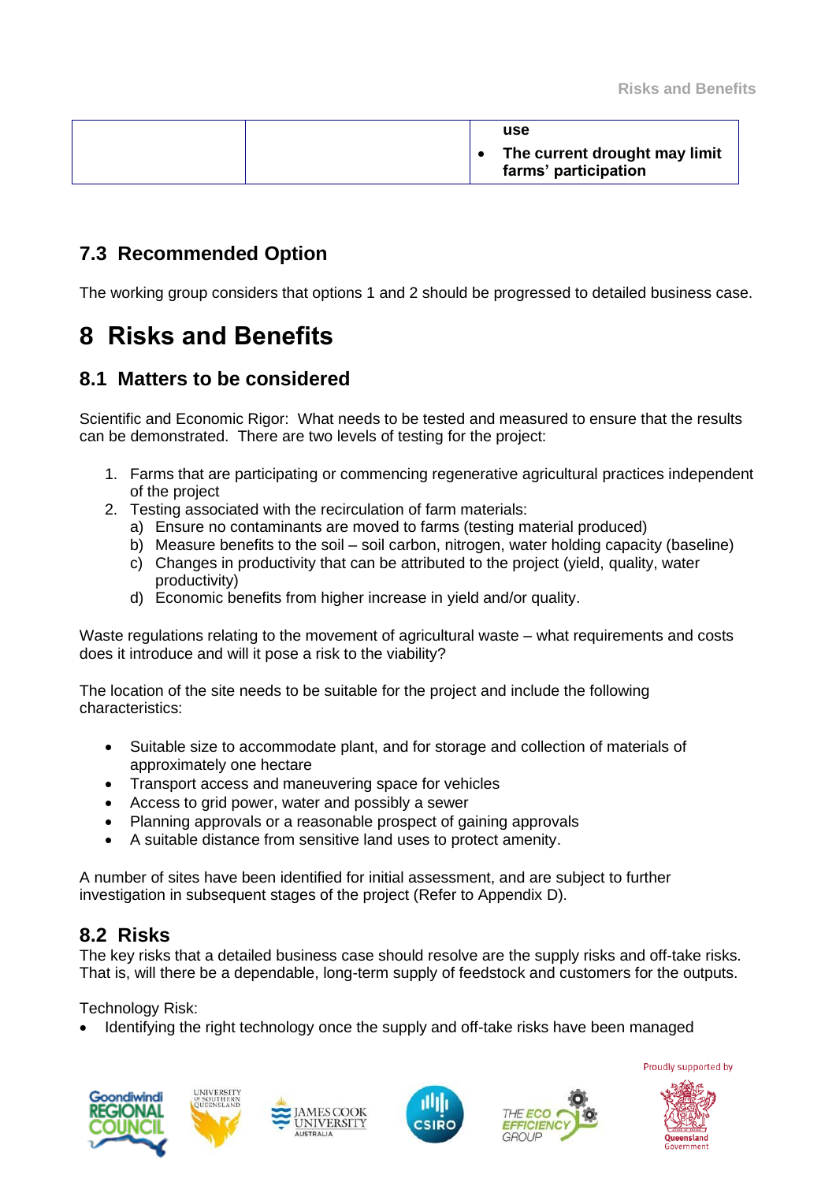|  |  | **use**<br>• **The current drought may limit farms' participation** |
|---|---|---|

## 7.3 Recommended Option

The working group considers that options 1 and 2 should be progressed to detailed business case.

# 8 Risks and Benefits

## 8.1 Matters to be considered

Scientific and Economic Rigor: What needs to be tested and measured to ensure that the results can be demonstrated. There are two levels of testing for the project:

1. Farms that are participating or commencing regenerative agricultural practices independent of the project
2. Testing associated with the recirculation of farm materials:
   a) Ensure no contaminants are moved to farms (testing material produced)
   b) Measure benefits to the soil – soil carbon, nitrogen, water holding capacity (baseline)
   c) Changes in productivity that can be attributed to the project (yield, quality, water productivity)
   d) Economic benefits from higher increase in yield and/or quality.

Waste regulations relating to the movement of agricultural waste – what requirements and costs does it introduce and will it pose a risk to the viability?

The location of the site needs to be suitable for the project and include the following characteristics:

- Suitable size to accommodate plant, and for storage and collection of materials of approximately one hectare
- Transport access and maneuvering space for vehicles
- Access to grid power, water and possibly a sewer
- Planning approvals or a reasonable prospect of gaining approvals
- A suitable distance from sensitive land uses to protect amenity.

A number of sites have been identified for initial assessment, and are subject to further investigation in subsequent stages of the project (Refer to Appendix D).

## 8.2 Risks

The key risks that a detailed business case should resolve are the supply risks and off-take risks. That is, will there be a dependable, long-term supply of feedstock and customers for the outputs.

Technology Risk:

- Identifying the right technology once the supply and off-take risks have been managed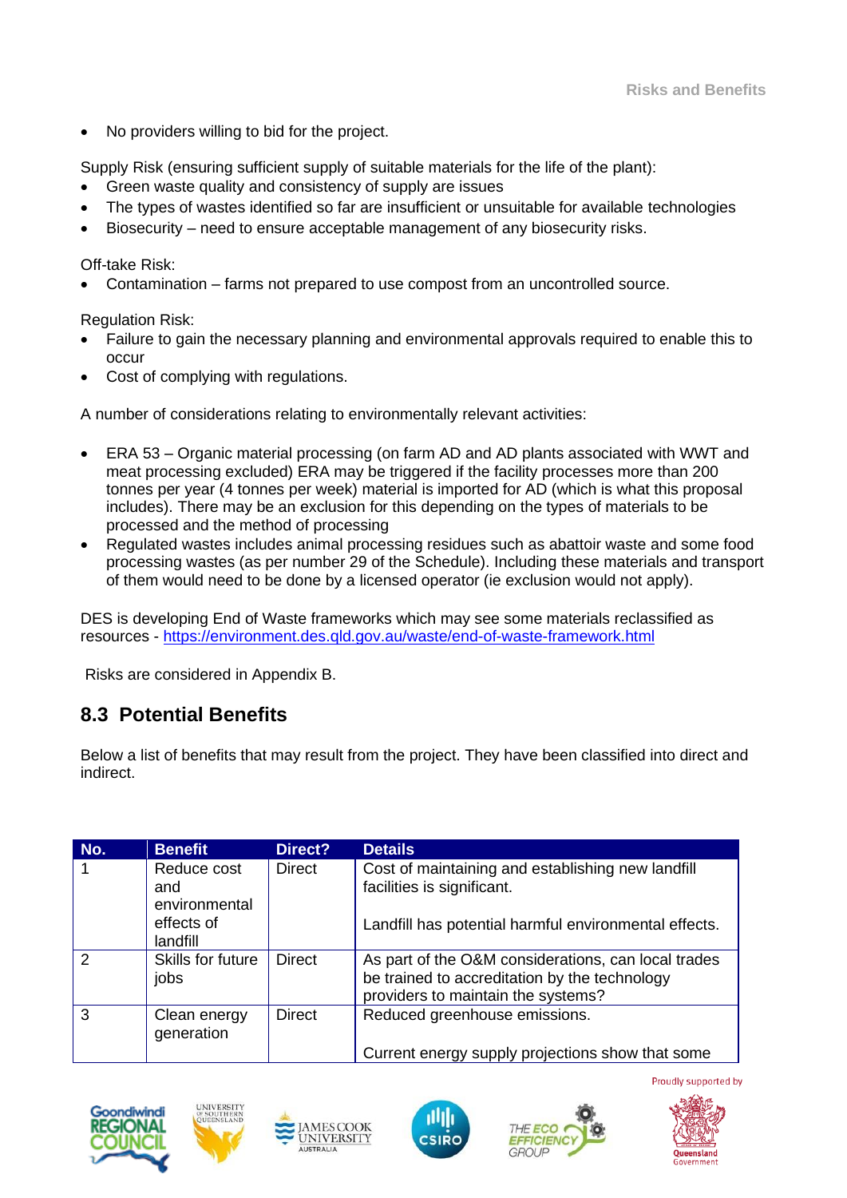- No providers willing to bid for the project.

Supply Risk (ensuring sufficient supply of suitable materials for the life of the plant):

- Green waste quality and consistency of supply are issues
- The types of wastes identified so far are insufficient or unsuitable for available technologies
- Biosecurity – need to ensure acceptable management of any biosecurity risks.

Off-take Risk:

- Contamination – farms not prepared to use compost from an uncontrolled source.

Regulation Risk:

- Failure to gain the necessary planning and environmental approvals required to enable this to occur
- Cost of complying with regulations.

A number of considerations relating to environmentally relevant activities:

- ERA 53 – Organic material processing (on farm AD and AD plants associated with WWT and meat processing excluded) ERA may be triggered if the facility processes more than 200 tonnes per year (4 tonnes per week) material is imported for AD (which is what this proposal includes). There may be an exclusion for this depending on the types of materials to be processed and the method of processing
- Regulated wastes includes animal processing residues such as abattoir waste and some food processing wastes (as per number 29 of the Schedule). Including these materials and transport of them would need to be done by a licensed operator (ie exclusion would not apply).

DES is developing End of Waste frameworks which may see some materials reclassified as resources - https://environment.des.qld.gov.au/waste/end-of-waste-framework.html

Risks are considered in Appendix B.

## 8.3 Potential Benefits

Below a list of benefits that may result from the project. They have been classified into direct and indirect.

| No. | Benefit | Direct? | Details |
|---|---|---|---|
| 1 | Reduce cost and environmental effects of landfill | Direct | Cost of maintaining and establishing new landfill facilities is significant.<br><br>Landfill has potential harmful environmental effects. |
| 2 | Skills for future jobs | Direct | As part of the O&M considerations, can local trades be trained to accreditation by the technology providers to maintain the systems? |
| 3 | Clean energy generation | Direct | Reduced greenhouse emissions.<br><br>Current energy supply projections show that some |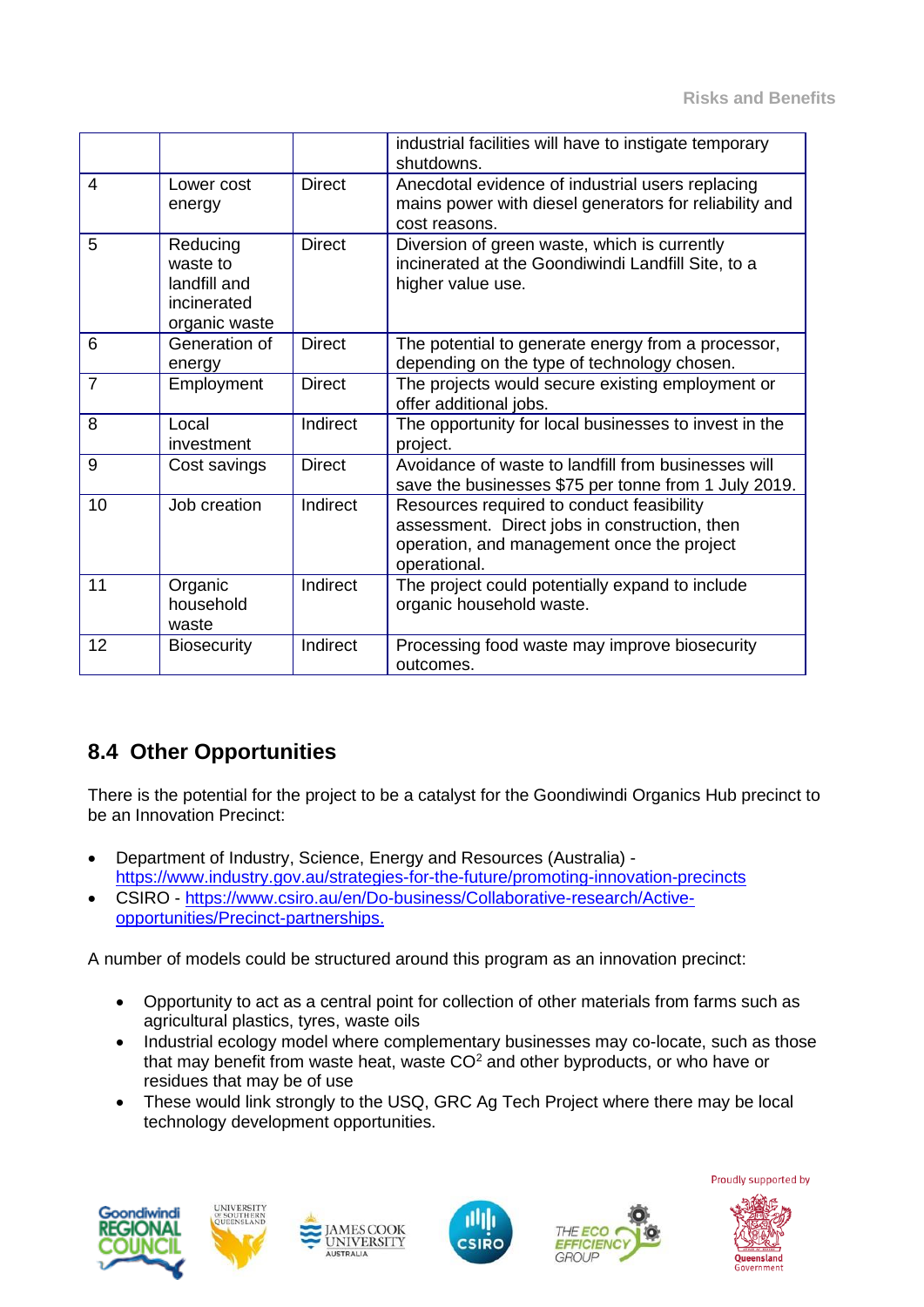| | | | industrial facilities will have to instigate temporary shutdowns. |
|---|---|---|---|
| 4 | Lower cost energy | Direct | Anecdotal evidence of industrial users replacing mains power with diesel generators for reliability and cost reasons. |
| 5 | Reducing waste to landfill and incinerated organic waste | Direct | Diversion of green waste, which is currently incinerated at the Goondiwindi Landfill Site, to a higher value use. |
| 6 | Generation of energy | Direct | The potential to generate energy from a processor, depending on the type of technology chosen. |
| 7 | Employment | Direct | The projects would secure existing employment or offer additional jobs. |
| 8 | Local investment | Indirect | The opportunity for local businesses to invest in the project. |
| 9 | Cost savings | Direct | Avoidance of waste to landfill from businesses will save the businesses $75 per tonne from 1 July 2019. |
| 10 | Job creation | Indirect | Resources required to conduct feasibility assessment. Direct jobs in construction, then operation, and management once the project operational. |
| 11 | Organic household waste | Indirect | The project could potentially expand to include organic household waste. |
| 12 | Biosecurity | Indirect | Processing food waste may improve biosecurity outcomes. |

## 8.4 Other Opportunities

There is the potential for the project to be a catalyst for the Goondiwindi Organics Hub precinct to be an Innovation Precinct:

- Department of Industry, Science, Energy and Resources (Australia) - https://www.industry.gov.au/strategies-for-the-future/promoting-innovation-precincts
- CSIRO - https://www.csiro.au/en/Do-business/Collaborative-research/Active-opportunities/Precinct-partnerships.

A number of models could be structured around this program as an innovation precinct:

- Opportunity to act as a central point for collection of other materials from farms such as agricultural plastics, tyres, waste oils
- Industrial ecology model where complementary businesses may co-locate, such as those that may benefit from waste heat, waste $CO^2$ and other byproducts, or who have or residues that may be of use
- These would link strongly to the USQ, GRC Ag Tech Project where there may be local technology development opportunities.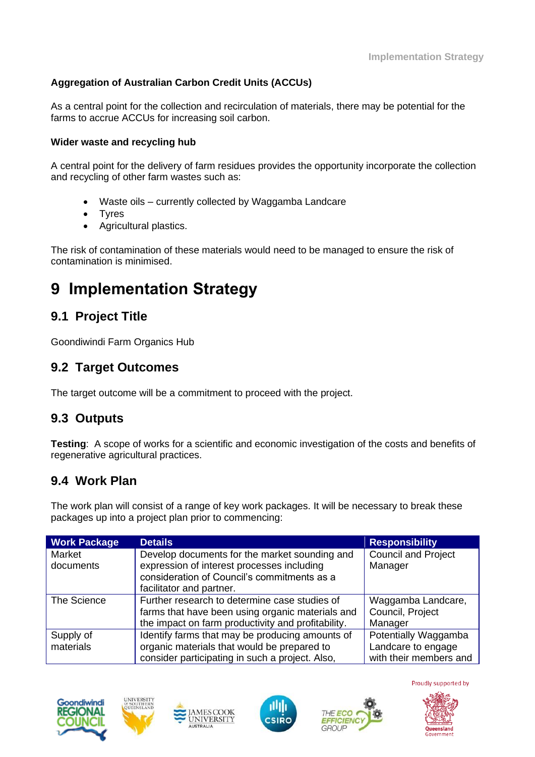**Aggregation of Australian Carbon Credit Units (ACCUs)**

As a central point for the collection and recirculation of materials, there may be potential for the farms to accrue ACCUs for increasing soil carbon.

**Wider waste and recycling hub**

A central point for the delivery of farm residues provides the opportunity incorporate the collection and recycling of other farm wastes such as:

- Waste oils – currently collected by Waggamba Landcare
- Tyres
- Agricultural plastics.

The risk of contamination of these materials would need to be managed to ensure the risk of contamination is minimised.

# 9 Implementation Strategy

## 9.1 Project Title

Goondiwindi Farm Organics Hub

## 9.2 Target Outcomes

The target outcome will be a commitment to proceed with the project.

## 9.3 Outputs

**Testing**: A scope of works for a scientific and economic investigation of the costs and benefits of regenerative agricultural practices.

## 9.4 Work Plan

The work plan will consist of a range of key work packages. It will be necessary to break these packages up into a project plan prior to commencing:

| Work Package | Details | Responsibility |
|---|---|---|
| Market documents | Develop documents for the market sounding and expression of interest processes including consideration of Council's commitments as a facilitator and partner. | Council and Project Manager |
| The Science | Further research to determine case studies of farms that have been using organic materials and the impact on farm productivity and profitability. | Waggamba Landcare, Council, Project Manager |
| Supply of materials | Identify farms that may be producing amounts of organic materials that would be prepared to consider participating in such a project. Also, | Potentially Waggamba Landcare to engage with their members and |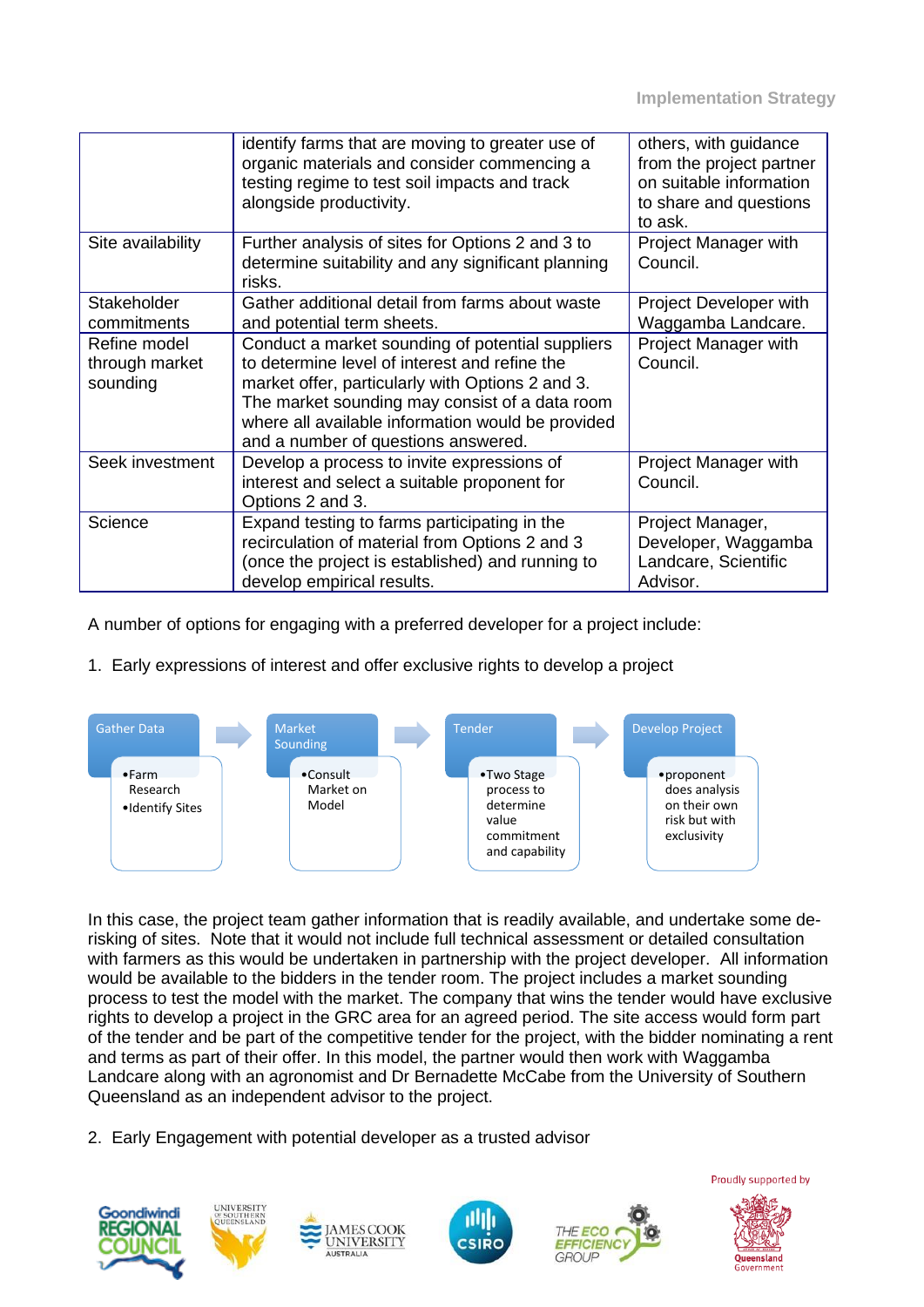| | | |
|---|---|---|
| | identify farms that are moving to greater use of organic materials and consider commencing a testing regime to test soil impacts and track alongside productivity. | others, with guidance from the project partner on suitable information to share and questions to ask. |
| Site availability | Further analysis of sites for Options 2 and 3 to determine suitability and any significant planning risks. | Project Manager with Council. |
| Stakeholder commitments | Gather additional detail from farms about waste and potential term sheets. | Project Developer with Waggamba Landcare. |
| Refine model through market sounding | Conduct a market sounding of potential suppliers to determine level of interest and refine the market offer, particularly with Options 2 and 3. The market sounding may consist of a data room where all available information would be provided and a number of questions answered. | Project Manager with Council. |
| Seek investment | Develop a process to invite expressions of interest and select a suitable proponent for Options 2 and 3. | Project Manager with Council. |
| Science | Expand testing to farms participating in the recirculation of material from Options 2 and 3 (once the project is established) and running to develop empirical results. | Project Manager, Developer, Waggamba Landcare, Scientific Advisor. |

A number of options for engaging with a preferred developer for a project include:

1. Early expressions of interest and offer exclusive rights to develop a project

**Gather Data** → **Market Sounding** → **Tender** → **Develop Project**

- Gather Data
  - Farm Research
  - Identify Sites
- Market Sounding
  - Consult Market on Model
- Tender
  - Two Stage process to determine value commitment and capability
- Develop Project
  - proponent does analysis on their own risk but with exclusivity

In this case, the project team gather information that is readily available, and undertake some de-risking of sites. Note that it would not include full technical assessment or detailed consultation with farmers as this would be undertaken in partnership with the project developer. All information would be available to the bidders in the tender room. The project includes a market sounding process to test the model with the market. The company that wins the tender would have exclusive rights to develop a project in the GRC area for an agreed period. The site access would form part of the tender and be part of the competitive tender for the project, with the bidder nominating a rent and terms as part of their offer. In this model, the partner would then work with Waggamba Landcare along with an agronomist and Dr Bernadette McCabe from the University of Southern Queensland as an independent advisor to the project.

2. Early Engagement with potential developer as a trusted advisor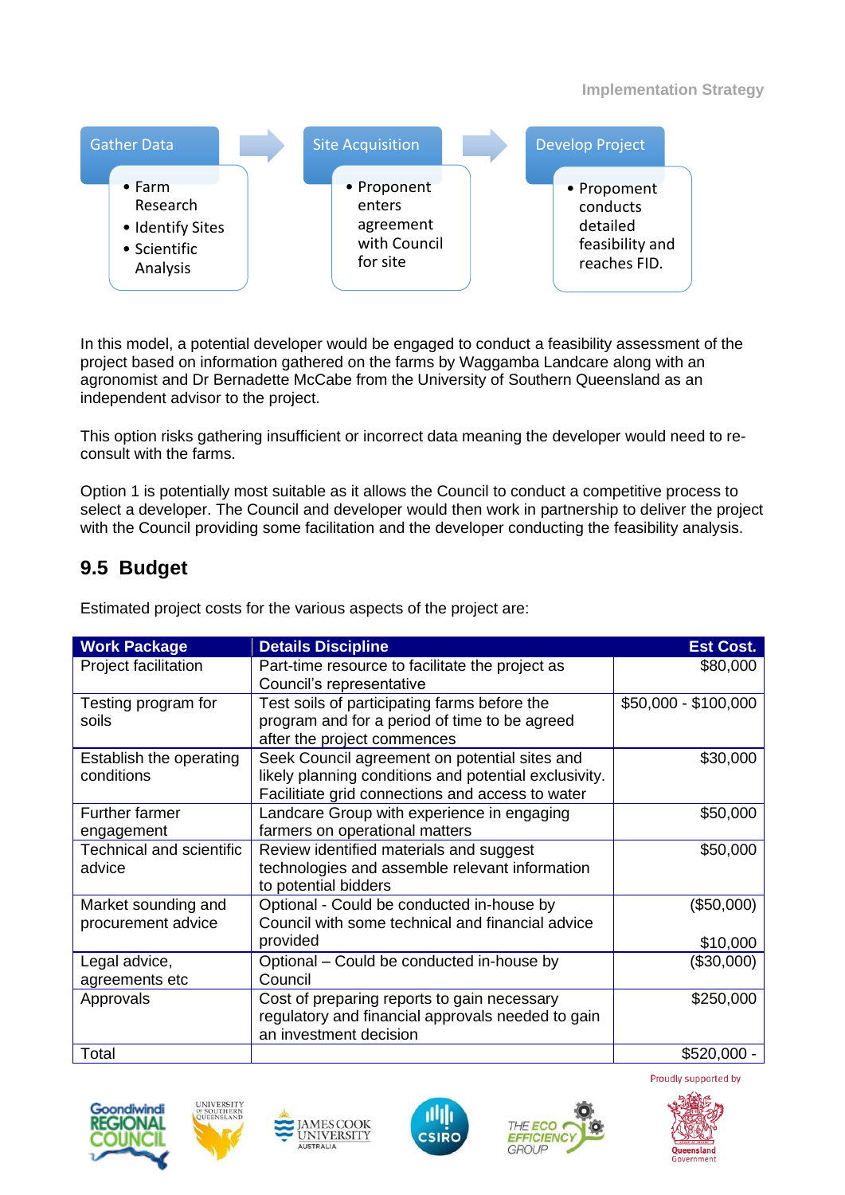Gather Data
- Farm Research
- Identify Sites
- Scientific Analysis

Site Acquisition
- Proponent enters agreement with Council for site

Develop Project
- Propoment conducts detailed feasibility and reaches FID.

In this model, a potential developer would be engaged to conduct a feasibility assessment of the project based on information gathered on the farms by Waggamba Landcare along with an agronomist and Dr Bernadette McCabe from the University of Southern Queensland as an independent advisor to the project.

This option risks gathering insufficient or incorrect data meaning the developer would need to re-consult with the farms.

Option 1 is potentially most suitable as it allows the Council to conduct a competitive process to select a developer. The Council and developer would then work in partnership to deliver the project with the Council providing some facilitation and the developer conducting the feasibility analysis.

## 9.5 Budget

Estimated project costs for the various aspects of the project are:

| Work Package | Details Discipline | Est Cost. |
|---|---|---|
| Project facilitation | Part-time resource to facilitate the project as Council's representative | $80,000 |
| Testing program for soils | Test soils of participating farms before the program and for a period of time to be agreed after the project commences | $50,000 - $100,000 |
| Establish the operating conditions | Seek Council agreement on potential sites and likely planning conditions and potential exclusivity. Facilitiate grid connections and access to water | $30,000 |
| Further farmer engagement | Landcare Group with experience in engaging farmers on operational matters | $50,000 |
| Technical and scientific advice | Review identified materials and suggest technologies and assemble relevant information to potential bidders | $50,000 |
| Market sounding and procurement advice | Optional - Could be conducted in-house by Council with some technical and financial advice provided | ($50,000) $10,000 |
| Legal advice, agreements etc | Optional – Could be conducted in-house by Council | ($30,000) |
| Approvals | Cost of preparing reports to gain necessary regulatory and financial approvals needed to gain an investment decision | $250,000 |
| Total | | $520,000 - |

Proudly supported by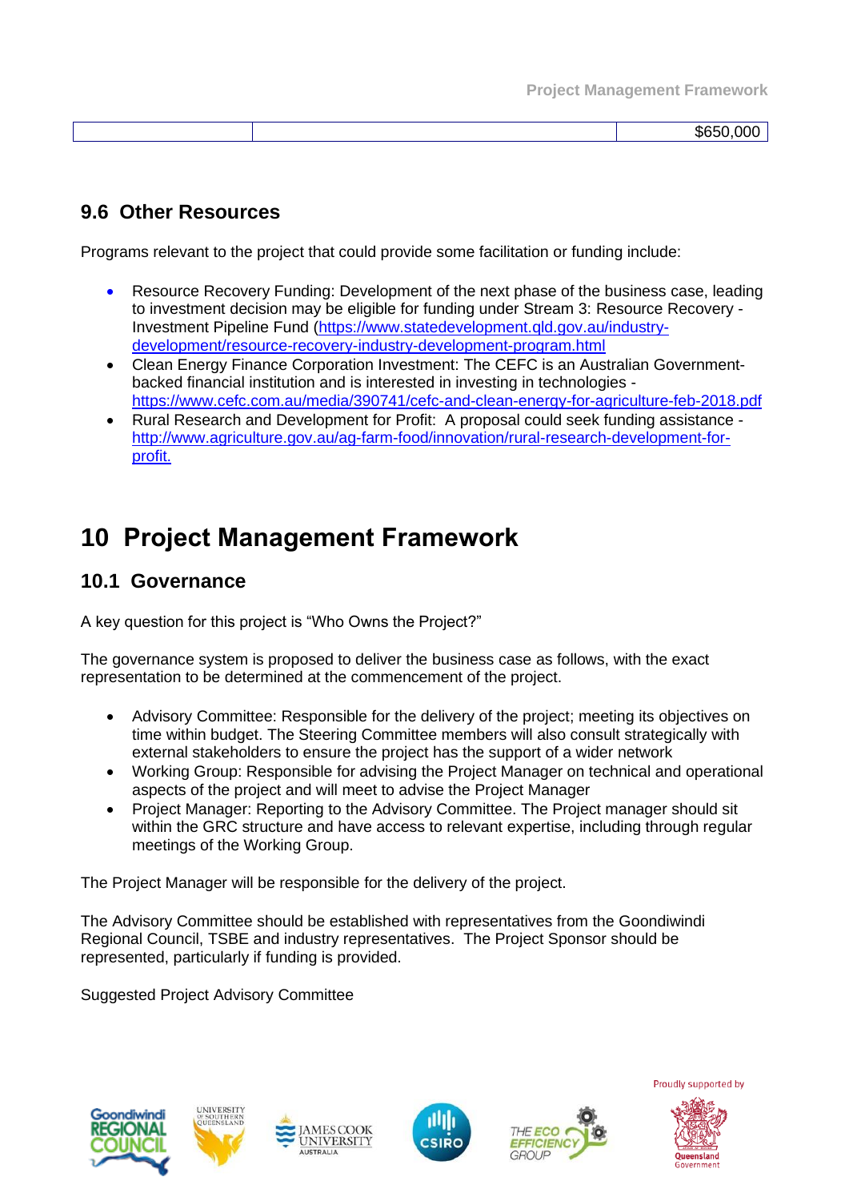| | | $650,000 |
|---|---|---|

## 9.6 Other Resources

Programs relevant to the project that could provide some facilitation or funding include:

- Resource Recovery Funding: Development of the next phase of the business case, leading to investment decision may be eligible for funding under Stream 3: Resource Recovery - Investment Pipeline Fund (https://www.statedevelopment.qld.gov.au/industry-development/resource-recovery-industry-development-program.html
- Clean Energy Finance Corporation Investment: The CEFC is an Australian Government-backed financial institution and is interested in investing in technologies - https://www.cefc.com.au/media/390741/cefc-and-clean-energy-for-agriculture-feb-2018.pdf
- Rural Research and Development for Profit: A proposal could seek funding assistance - http://www.agriculture.gov.au/ag-farm-food/innovation/rural-research-development-for-profit.

# 10 Project Management Framework

## 10.1 Governance

A key question for this project is "Who Owns the Project?"

The governance system is proposed to deliver the business case as follows, with the exact representation to be determined at the commencement of the project.

- Advisory Committee: Responsible for the delivery of the project; meeting its objectives on time within budget. The Steering Committee members will also consult strategically with external stakeholders to ensure the project has the support of a wider network
- Working Group: Responsible for advising the Project Manager on technical and operational aspects of the project and will meet to advise the Project Manager
- Project Manager: Reporting to the Advisory Committee. The Project manager should sit within the GRC structure and have access to relevant expertise, including through regular meetings of the Working Group.

The Project Manager will be responsible for the delivery of the project.

The Advisory Committee should be established with representatives from the Goondiwindi Regional Council, TSBE and industry representatives. The Project Sponsor should be represented, particularly if funding is provided.

Suggested Project Advisory Committee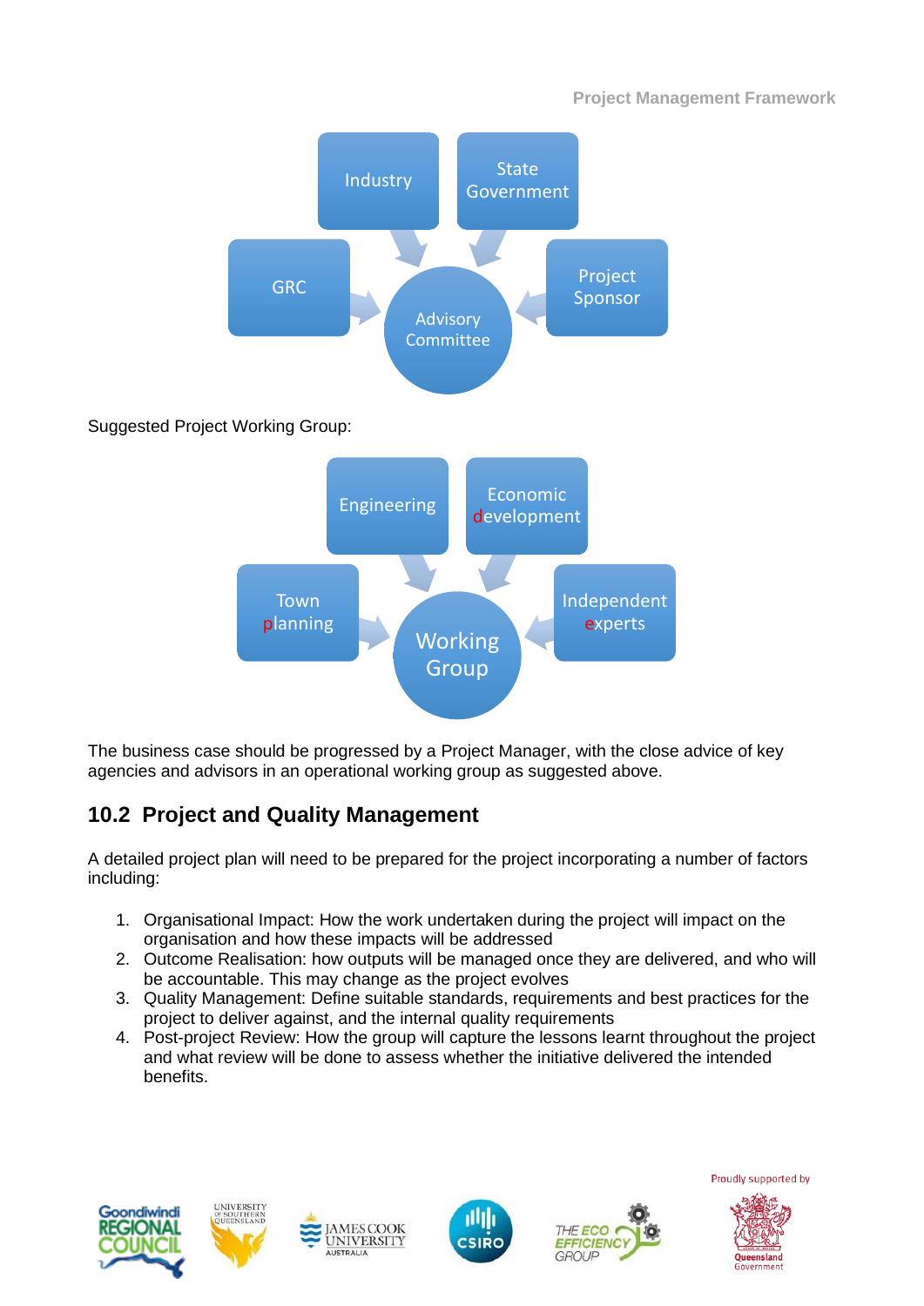Industry

State Government

GRC

Advisory Committee

Project Sponsor

Suggested Project Working Group:

Engineering

Economic development

Town planning

Working Group

Independent experts

The business case should be progressed by a Project Manager, with the close advice of key agencies and advisors in an operational working group as suggested above.

## 10.2 Project and Quality Management

A detailed project plan will need to be prepared for the project incorporating a number of factors including:

1. Organisational Impact: How the work undertaken during the project will impact on the organisation and how these impacts will be addressed
2. Outcome Realisation: how outputs will be managed once they are delivered, and who will be accountable. This may change as the project evolves
3. Quality Management: Define suitable standards, requirements and best practices for the project to deliver against, and the internal quality requirements
4. Post-project Review: How the group will capture the lessons learnt throughout the project and what review will be done to assess whether the initiative delivered the intended benefits.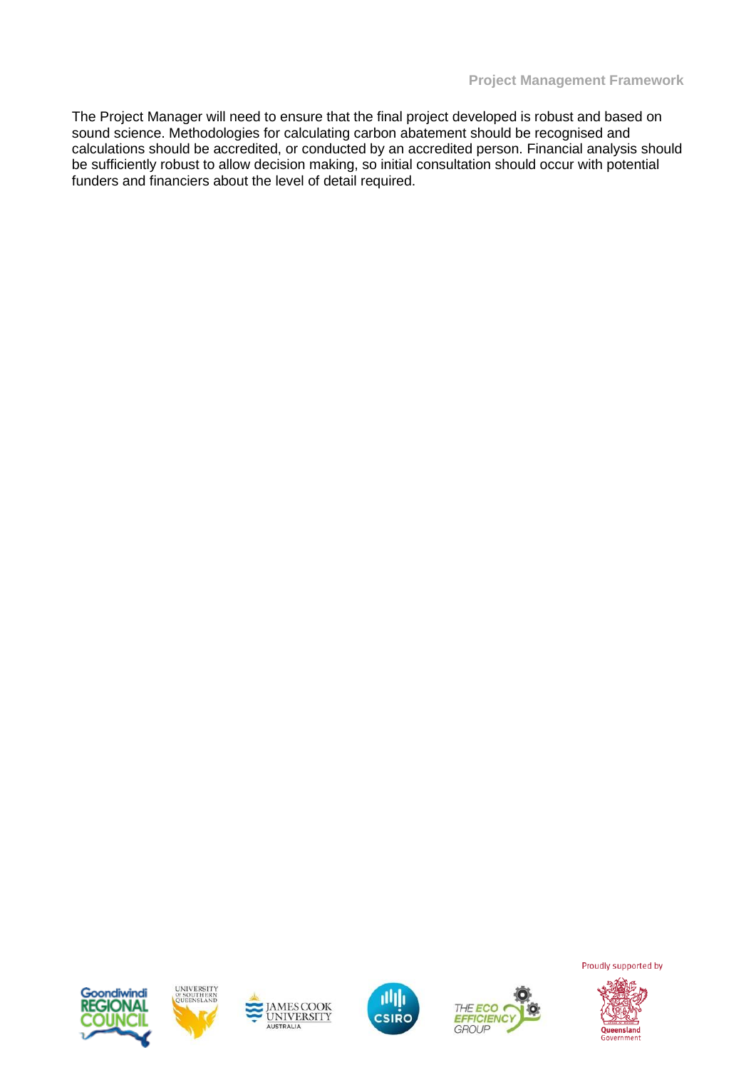The Project Manager will need to ensure that the final project developed is robust and based on sound science. Methodologies for calculating carbon abatement should be recognised and calculations should be accredited, or conducted by an accredited person. Financial analysis should be sufficiently robust to allow decision making, so initial consultation should occur with potential funders and financiers about the level of detail required.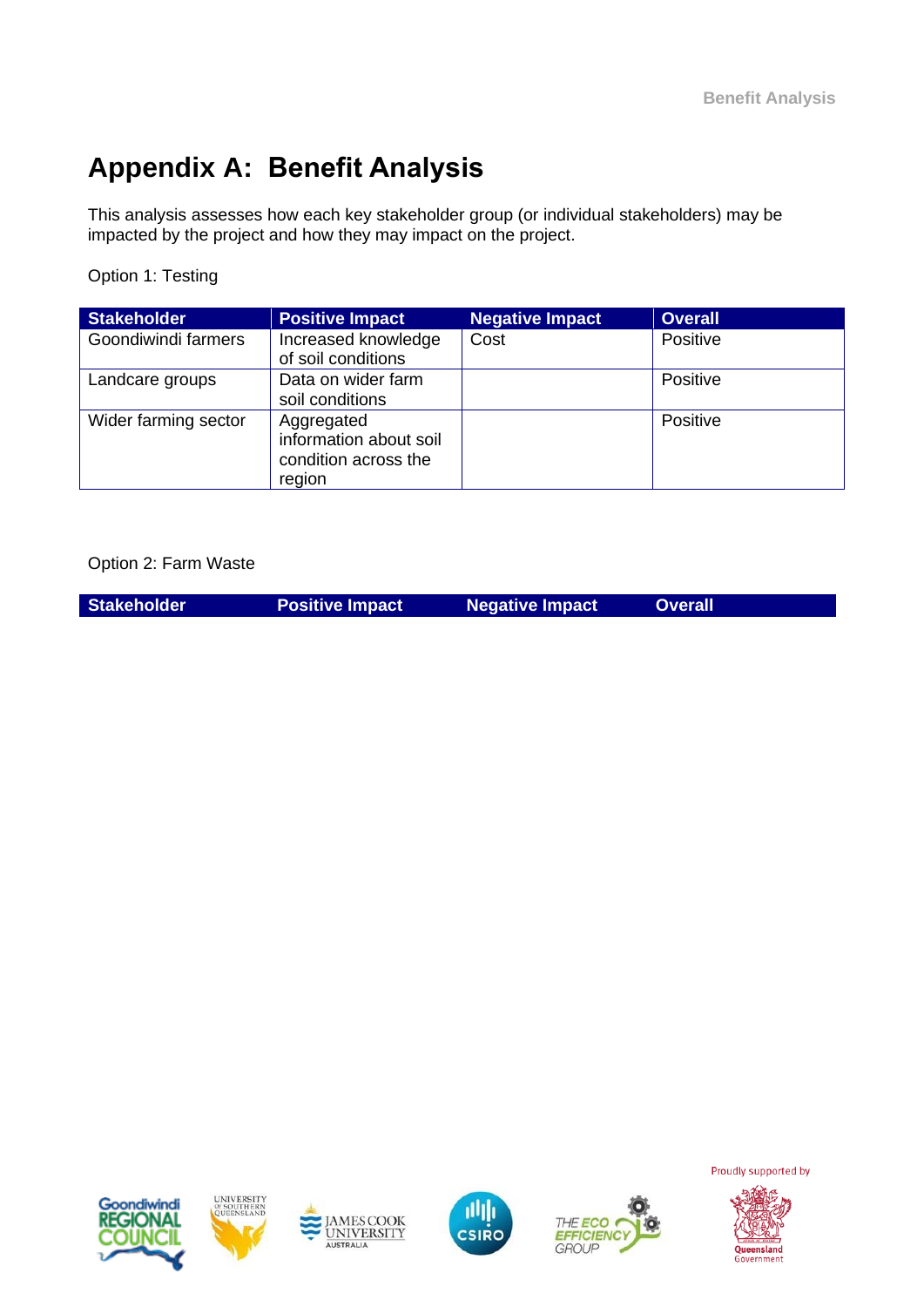# Appendix A: Benefit Analysis

This analysis assesses how each key stakeholder group (or individual stakeholders) may be impacted by the project and how they may impact on the project.

Option 1: Testing

| Stakeholder | Positive Impact | Negative Impact | Overall |
|---|---|---|---|
| Goondiwindi farmers | Increased knowledge of soil conditions | Cost | Positive |
| Landcare groups | Data on wider farm soil conditions | | Positive |
| Wider farming sector | Aggregated information about soil condition across the region | | Positive |

Option 2: Farm Waste

| Stakeholder | Positive Impact | Negative Impact | Overall |
|---|---|---|---|

Proudly supported by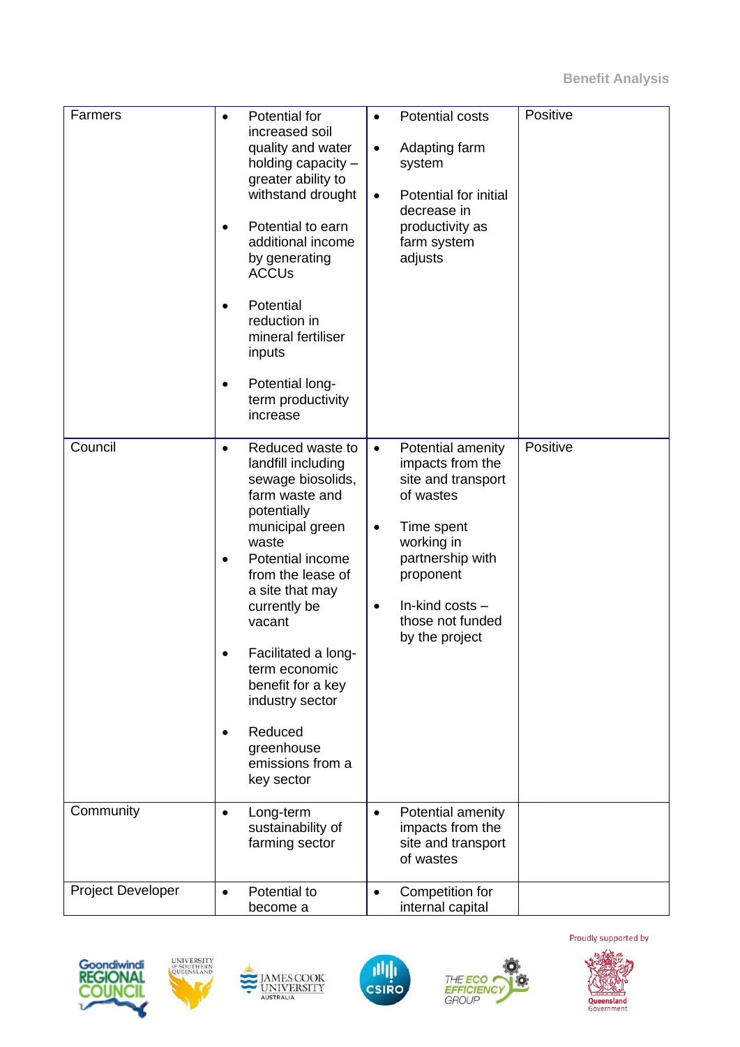| Farmers | • Potential for increased soil quality and water holding capacity – greater ability to withstand drought<br>• Potential to earn additional income by generating ACCUs<br>• Potential reduction in mineral fertiliser inputs<br>• Potential long-term productivity increase | • Potential costs<br>• Adapting farm system<br>• Potential for initial decrease in productivity as farm system adjusts | Positive |
|---|---|---|---|
| Council | • Reduced waste to landfill including sewage biosolids, farm waste and potentially municipal green waste<br>• Potential income from the lease of a site that may currently be vacant<br>• Facilitated a long-term economic benefit for a key industry sector<br>• Reduced greenhouse emissions from a key sector | • Potential amenity impacts from the site and transport of wastes<br>• Time spent working in partnership with proponent<br>• In-kind costs – those not funded by the project | Positive |
| Community | • Long-term sustainability of farming sector | • Potential amenity impacts from the site and transport of wastes | |
| Project Developer | • Potential to become a | • Competition for internal capital | |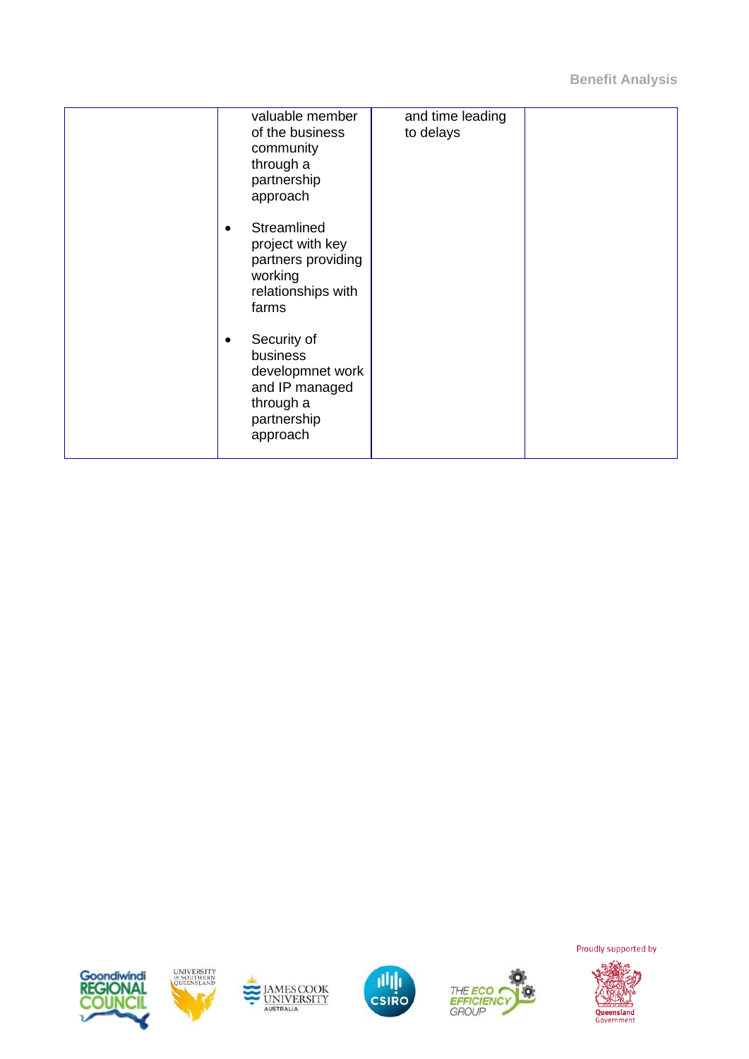| | | | |
|---|---|---|---|
| | valuable member of the business community through a partnership approach<br>• Streamlined project with key partners providing working relationships with farms<br>• Security of business developmnet work and IP managed through a partnership approach | and time leading to delays | |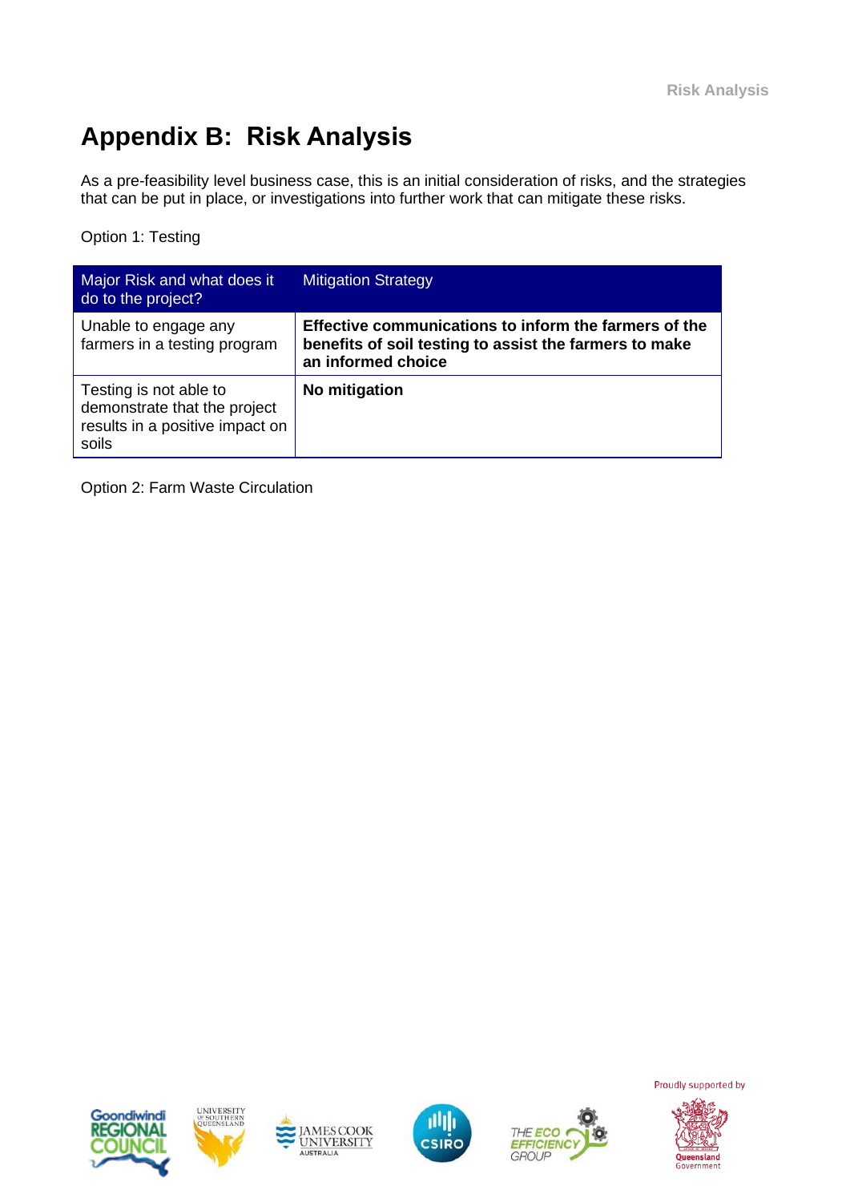# Appendix B: Risk Analysis

As a pre-feasibility level business case, this is an initial consideration of risks, and the strategies that can be put in place, or investigations into further work that can mitigate these risks.

Option 1: Testing

| Major Risk and what does it do to the project? | Mitigation Strategy |
|---|---|
| Unable to engage any farmers in a testing program | **Effective communications to inform the farmers of the benefits of soil testing to assist the farmers to make an informed choice** |
| Testing is not able to demonstrate that the project results in a positive impact on soils | **No mitigation** |

Option 2: Farm Waste Circulation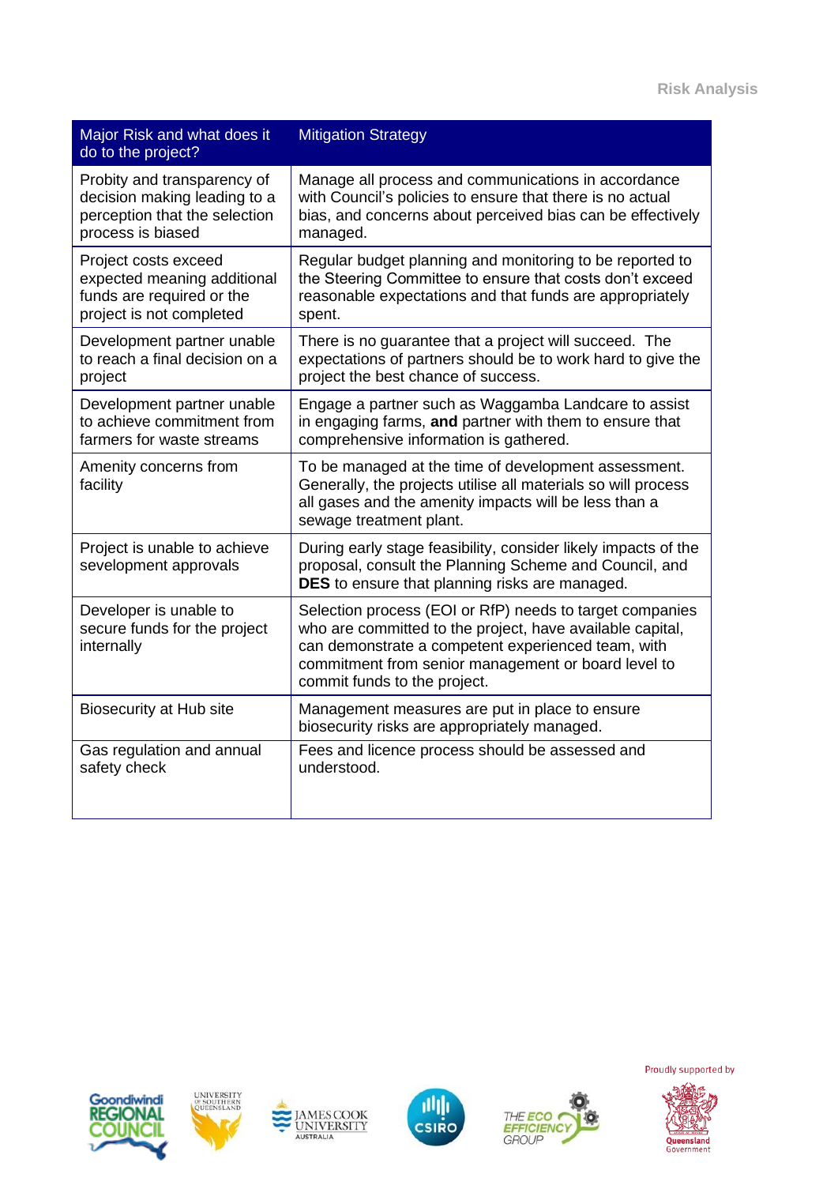| Major Risk and what does it do to the project? | Mitigation Strategy |
|---|---|
| Probity and transparency of decision making leading to a perception that the selection process is biased | Manage all process and communications in accordance with Council's policies to ensure that there is no actual bias, and concerns about perceived bias can be effectively managed. |
| Project costs exceed expected meaning additional funds are required or the project is not completed | Regular budget planning and monitoring to be reported to the Steering Committee to ensure that costs don't exceed reasonable expectations and that funds are appropriately spent. |
| Development partner unable to reach a final decision on a project | There is no guarantee that a project will succeed. The expectations of partners should be to work hard to give the project the best chance of success. |
| Development partner unable to achieve commitment from farmers for waste streams | Engage a partner such as Waggamba Landcare to assist in engaging farms, **and** partner with them to ensure that comprehensive information is gathered. |
| Amenity concerns from facility | To be managed at the time of development assessment. Generally, the projects utilise all materials so will process all gases and the amenity impacts will be less than a sewage treatment plant. |
| Project is unable to achieve sevelopment approvals | During early stage feasibility, consider likely impacts of the proposal, consult the Planning Scheme and Council, and **DES** to ensure that planning risks are managed. |
| Developer is unable to secure funds for the project internally | Selection process (EOI or RfP) needs to target companies who are committed to the project, have available capital, can demonstrate a competent experienced team, with commitment from senior management or board level to commit funds to the project. |
| Biosecurity at Hub site | Management measures are put in place to ensure biosecurity risks are appropriately managed. |
| Gas regulation and annual safety check | Fees and licence process should be assessed and understood. |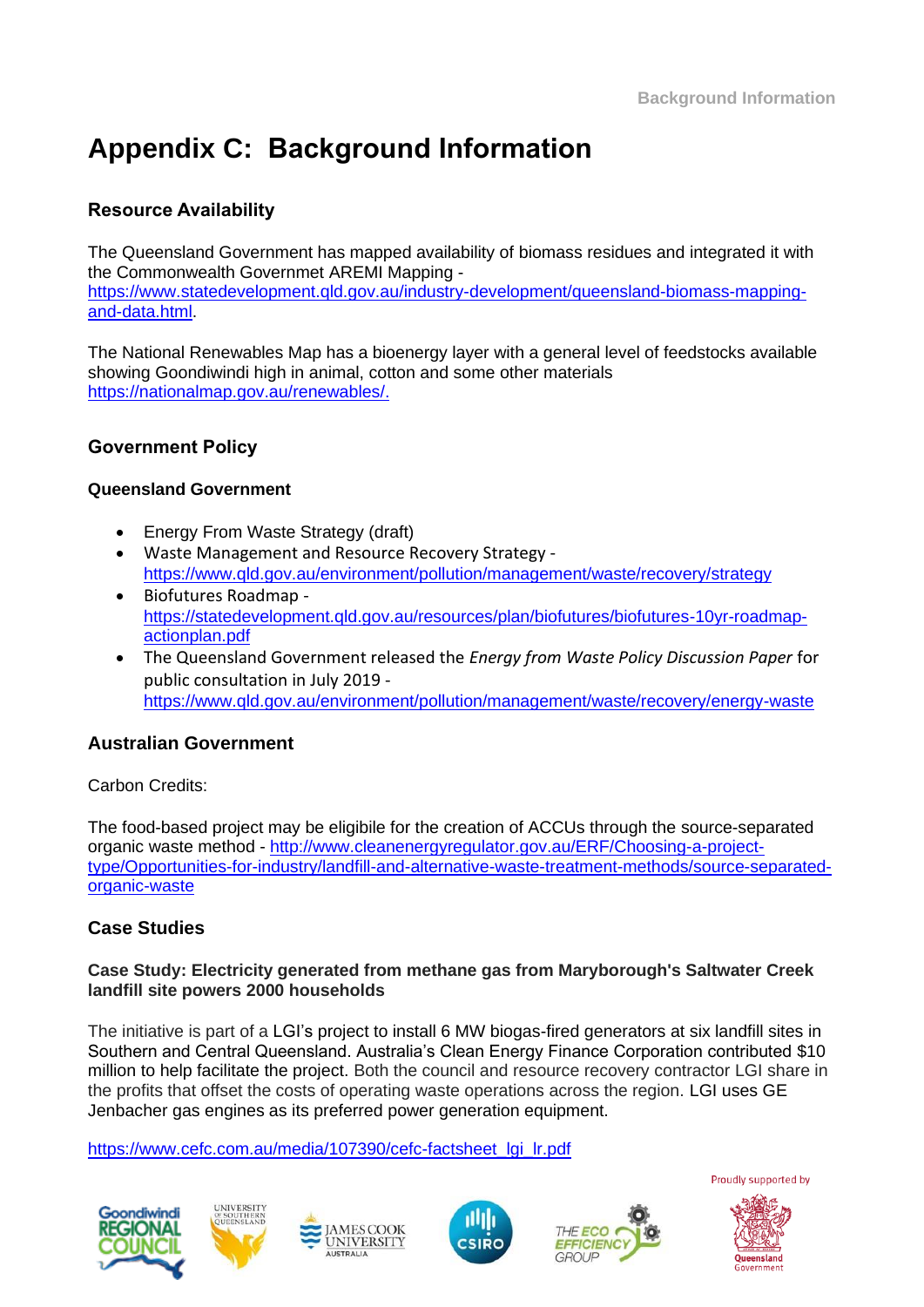# Appendix C: Background Information

## Resource Availability

The Queensland Government has mapped availability of biomass residues and integrated it with the Commonwealth Governmet AREMI Mapping - https://www.statedevelopment.qld.gov.au/industry-development/queensland-biomass-mapping-and-data.html.

The National Renewables Map has a bioenergy layer with a general level of feedstocks available showing Goondiwindi high in animal, cotton and some other materials https://nationalmap.gov.au/renewables/.

## Government Policy

### Queensland Government

- Energy From Waste Strategy (draft)
- Waste Management and Resource Recovery Strategy - https://www.qld.gov.au/environment/pollution/management/waste/recovery/strategy
- Biofutures Roadmap - https://statedevelopment.qld.gov.au/resources/plan/biofutures/biofutures-10yr-roadmap-actionplan.pdf
- The Queensland Government released the *Energy from Waste Policy Discussion Paper* for public consultation in July 2019 - https://www.qld.gov.au/environment/pollution/management/waste/recovery/energy-waste

### Australian Government

Carbon Credits:

The food-based project may be eligibile for the creation of ACCUs through the source-separated organic waste method - http://www.cleanenergyregulator.gov.au/ERF/Choosing-a-project-type/Opportunities-for-industry/landfill-and-alternative-waste-treatment-methods/source-separated-organic-waste

## Case Studies

### Case Study: Electricity generated from methane gas from Maryborough's Saltwater Creek landfill site powers 2000 households

The initiative is part of a LGI's project to install 6 MW biogas-fired generators at six landfill sites in Southern and Central Queensland. Australia's Clean Energy Finance Corporation contributed $10 million to help facilitate the project. Both the council and resource recovery contractor LGI share in the profits that offset the costs of operating waste operations across the region. LGI uses GE Jenbacher gas engines as its preferred power generation equipment.

https://www.cefc.com.au/media/107390/cefc-factsheet_lgi_lr.pdf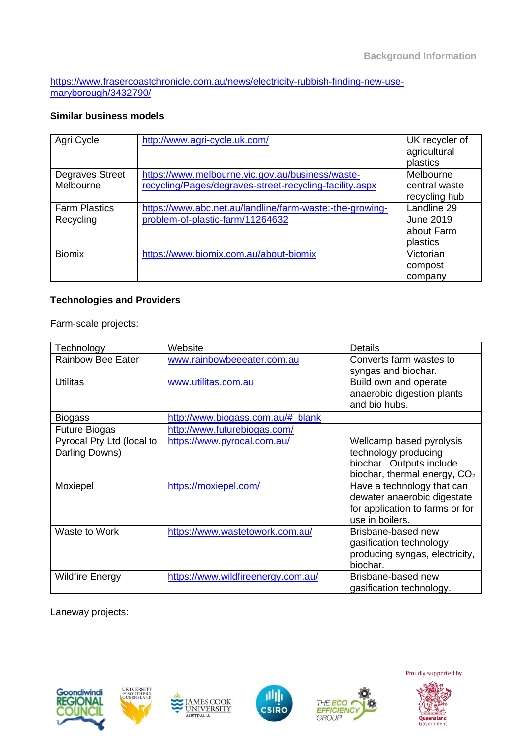https://www.frasercoastchronicle.com.au/news/electricity-rubbish-finding-new-use-maryborough/3432790/

**Similar business models**

| Agri Cycle | http://www.agri-cycle.uk.com/ | UK recycler of agricultural plastics |
|---|---|---|
| Degraves Street Melbourne | https://www.melbourne.vic.gov.au/business/waste-recycling/Pages/degraves-street-recycling-facility.aspx | Melbourne central waste recycling hub |
| Farm Plastics Recycling | https://www.abc.net.au/landline/farm-waste:-the-growing-problem-of-plastic-farm/11264632 | Landline 29 June 2019 about Farm plastics |
| Biomix | https://www.biomix.com.au/about-biomix | Victorian compost company |

**Technologies and Providers**

Farm-scale projects:

| Technology | Website | Details |
|---|---|---|
| Rainbow Bee Eater | www.rainbowbeeeater.com.au | Converts farm wastes to syngas and biochar. |
| Utilitas | www.utilitas.com.au | Build own and operate anaerobic digestion plants and bio hubs. |
| Biogass | http://www.biogass.com.au/#_blank | |
| Future Biogas | http://www.futurebiogas.com/ | |
| Pyrocal Pty Ltd (local to Darling Downs) | https://www.pyrocal.com.au/ | Wellcamp based pyrolysis technology producing biochar. Outputs include biochar, thermal energy, $CO_2$ |
| Moxiepel | https://moxiepel.com/ | Have a technology that can dewater anaerobic digestate for application to farms or for use in boilers. |
| Waste to Work | https://www.wastetowork.com.au/ | Brisbane-based new gasification technology producing syngas, electricity, biochar. |
| Wildfire Energy | https://www.wildfireenergy.com.au/ | Brisbane-based new gasification technology. |

Laneway projects: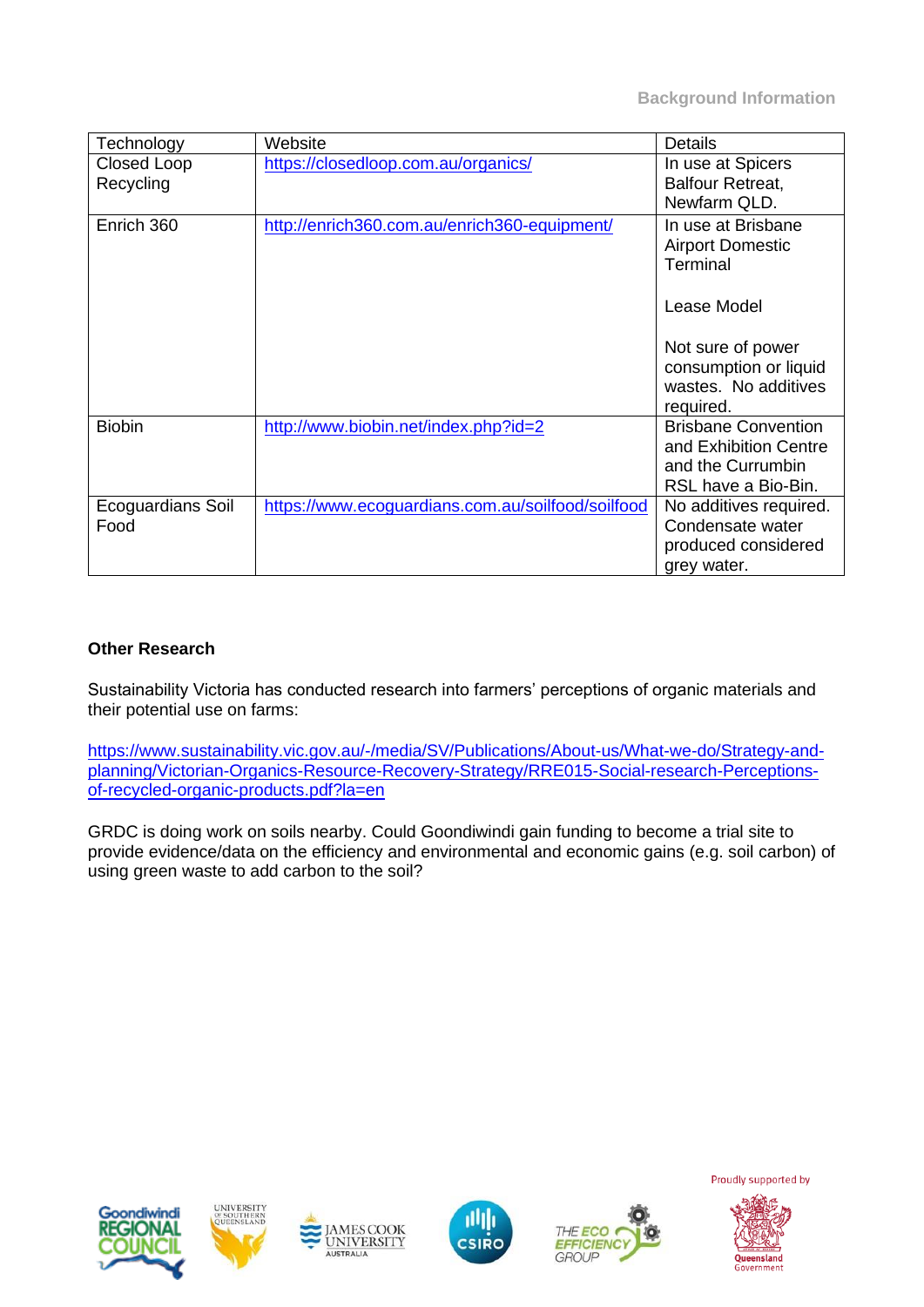| Technology | Website | Details |
|---|---|---|
| Closed Loop Recycling | https://closedloop.com.au/organics/ | In use at Spicers Balfour Retreat, Newfarm QLD. |
| Enrich 360 | http://enrich360.com.au/enrich360-equipment/ | In use at Brisbane Airport Domestic Terminal<br><br>Lease Model<br><br>Not sure of power consumption or liquid wastes. No additives required. |
| Biobin | http://www.biobin.net/index.php?id=2 | Brisbane Convention and Exhibition Centre and the Currumbin RSL have a Bio-Bin. |
| Ecoguardians Soil Food | https://www.ecoguardians.com.au/soilfood/soilfood | No additives required. Condensate water produced considered grey water. |

**Other Research**

Sustainability Victoria has conducted research into farmers' perceptions of organic materials and their potential use on farms:

https://www.sustainability.vic.gov.au/-/media/SV/Publications/About-us/What-we-do/Strategy-and-planning/Victorian-Organics-Resource-Recovery-Strategy/RRE015-Social-research-Perceptions-of-recycled-organic-products.pdf?la=en

GRDC is doing work on soils nearby. Could Goondiwindi gain funding to become a trial site to provide evidence/data on the efficiency and environmental and economic gains (e.g. soil carbon) of using green waste to add carbon to the soil?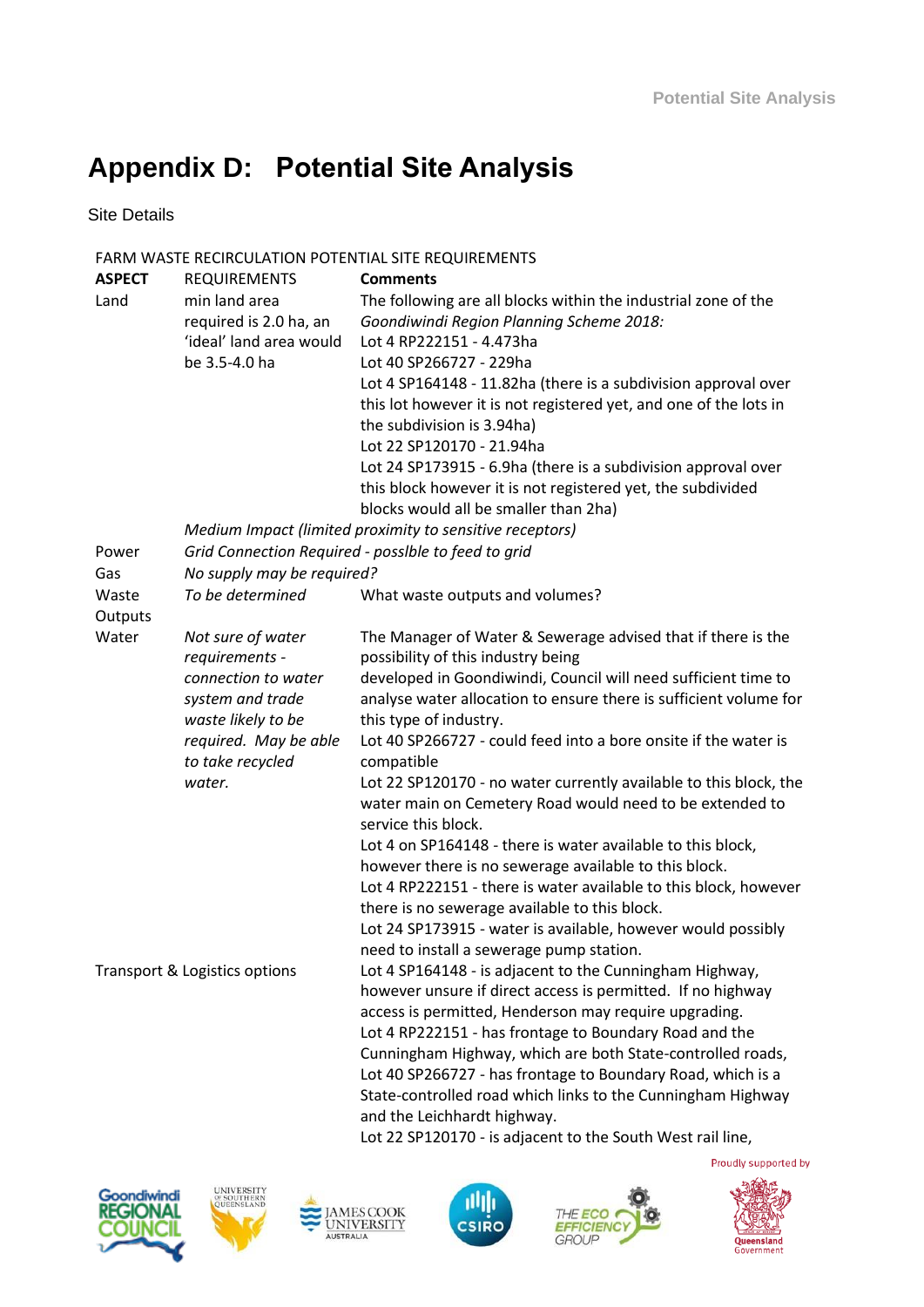# Appendix D: Potential Site Analysis

Site Details

FARM WASTE RECIRCULATION POTENTIAL SITE REQUIREMENTS

| ASPECT | REQUIREMENTS | Comments |
|---|---|---|
| Land | min land area required is 2.0 ha, an 'ideal' land area would be 3.5-4.0 ha | The following are all blocks within the industrial zone of the *Goondiwindi Region Planning Scheme 2018:*<br>Lot 4 RP222151 - 4.473ha<br>Lot 40 SP266727 - 229ha<br>Lot 4 SP164148 - 11.82ha (there is a subdivision approval over this lot however it is not registered yet, and one of the lots in the subdivision is 3.94ha)<br>Lot 22 SP120170 - 21.94ha<br>Lot 24 SP173915 - 6.9ha (there is a subdivision approval over this block however it is not registered yet, the subdivided blocks would all be smaller than 2ha) |
| | *Medium Impact (limited proximity to sensitive receptors)* | |
| Power | *Grid Connection Required - posslble to feed to grid* | |
| Gas | *No supply may be required?* | |
| Waste Outputs | *To be determined* | What waste outputs and volumes? |
| Water | *Not sure of water requirements - connection to water system and trade waste likely to be required. May be able to take recycled water.* | The Manager of Water & Sewerage advised that if there is the possibility of this industry being developed in Goondiwindi, Council will need sufficient time to analyse water allocation to ensure there is sufficient volume for this type of industry.<br>Lot 40 SP266727 - could feed into a bore onsite if the water is compatible<br>Lot 22 SP120170 - no water currently available to this block, the water main on Cemetery Road would need to be extended to service this block.<br>Lot 4 on SP164148 - there is water available to this block, however there is no sewerage available to this block.<br>Lot 4 RP222151 - there is water available to this block, however there is no sewerage available to this block.<br>Lot 24 SP173915 - water is available, however would possibly need to install a sewerage pump station. |
| Transport & Logistics options | | Lot 4 SP164148 - is adjacent to the Cunningham Highway, however unsure if direct access is permitted. If no highway access is permitted, Henderson may require upgrading.<br>Lot 4 RP222151 - has frontage to Boundary Road and the Cunningham Highway, which are both State-controlled roads,<br>Lot 40 SP266727 - has frontage to Boundary Road, which is a State-controlled road which links to the Cunningham Highway and the Leichhardt highway.<br>Lot 22 SP120170 - is adjacent to the South West rail line, |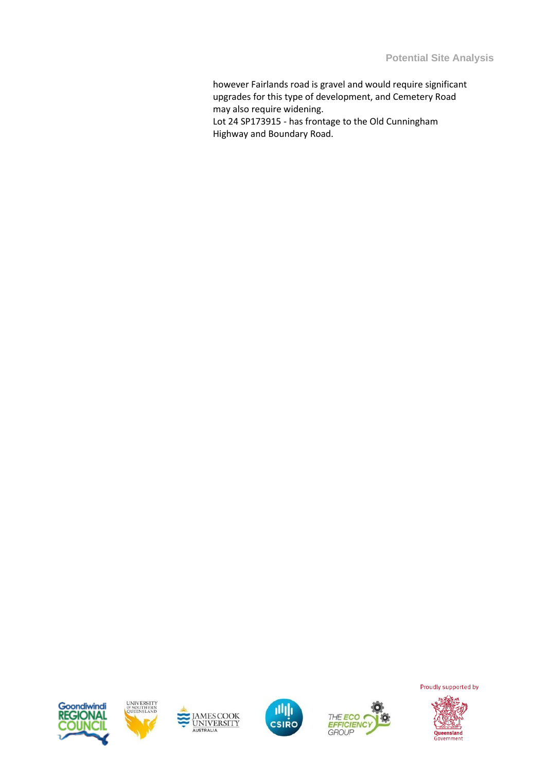however Fairlands road is gravel and would require significant upgrades for this type of development, and Cemetery Road may also require widening.
Lot 24 SP173915 - has frontage to the Old Cunningham Highway and Boundary Road.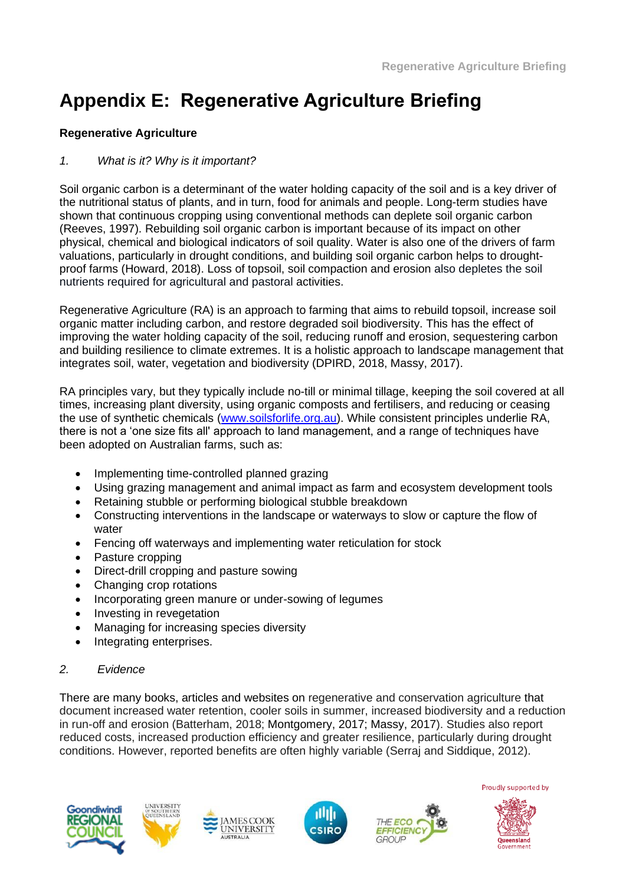# Appendix E: Regenerative Agriculture Briefing

**Regenerative Agriculture**

*1. What is it? Why is it important?*

Soil organic carbon is a determinant of the water holding capacity of the soil and is a key driver of the nutritional status of plants, and in turn, food for animals and people. Long-term studies have shown that continuous cropping using conventional methods can deplete soil organic carbon (Reeves, 1997). Rebuilding soil organic carbon is important because of its impact on other physical, chemical and biological indicators of soil quality. Water is also one of the drivers of farm valuations, particularly in drought conditions, and building soil organic carbon helps to drought-proof farms (Howard, 2018). Loss of topsoil, soil compaction and erosion also depletes the soil nutrients required for agricultural and pastoral activities.

Regenerative Agriculture (RA) is an approach to farming that aims to rebuild topsoil, increase soil organic matter including carbon, and restore degraded soil biodiversity. This has the effect of improving the water holding capacity of the soil, reducing runoff and erosion, sequestering carbon and building resilience to climate extremes. It is a holistic approach to landscape management that integrates soil, water, vegetation and biodiversity (DPIRD, 2018, Massy, 2017).

RA principles vary, but they typically include no-till or minimal tillage, keeping the soil covered at all times, increasing plant diversity, using organic composts and fertilisers, and reducing or ceasing the use of synthetic chemicals (www.soilsforlife.org.au). While consistent principles underlie RA, there is not a 'one size fits all' approach to land management, and a range of techniques have been adopted on Australian farms, such as:

- Implementing time-controlled planned grazing
- Using grazing management and animal impact as farm and ecosystem development tools
- Retaining stubble or performing biological stubble breakdown
- Constructing interventions in the landscape or waterways to slow or capture the flow of water
- Fencing off waterways and implementing water reticulation for stock
- Pasture cropping
- Direct-drill cropping and pasture sowing
- Changing crop rotations
- Incorporating green manure or under-sowing of legumes
- Investing in revegetation
- Managing for increasing species diversity
- Integrating enterprises.

*2. Evidence*

There are many books, articles and websites on regenerative and conservation agriculture that document increased water retention, cooler soils in summer, increased biodiversity and a reduction in run-off and erosion (Batterham, 2018; Montgomery, 2017; Massy, 2017). Studies also report reduced costs, increased production efficiency and greater resilience, particularly during drought conditions. However, reported benefits are often highly variable (Serraj and Siddique, 2012).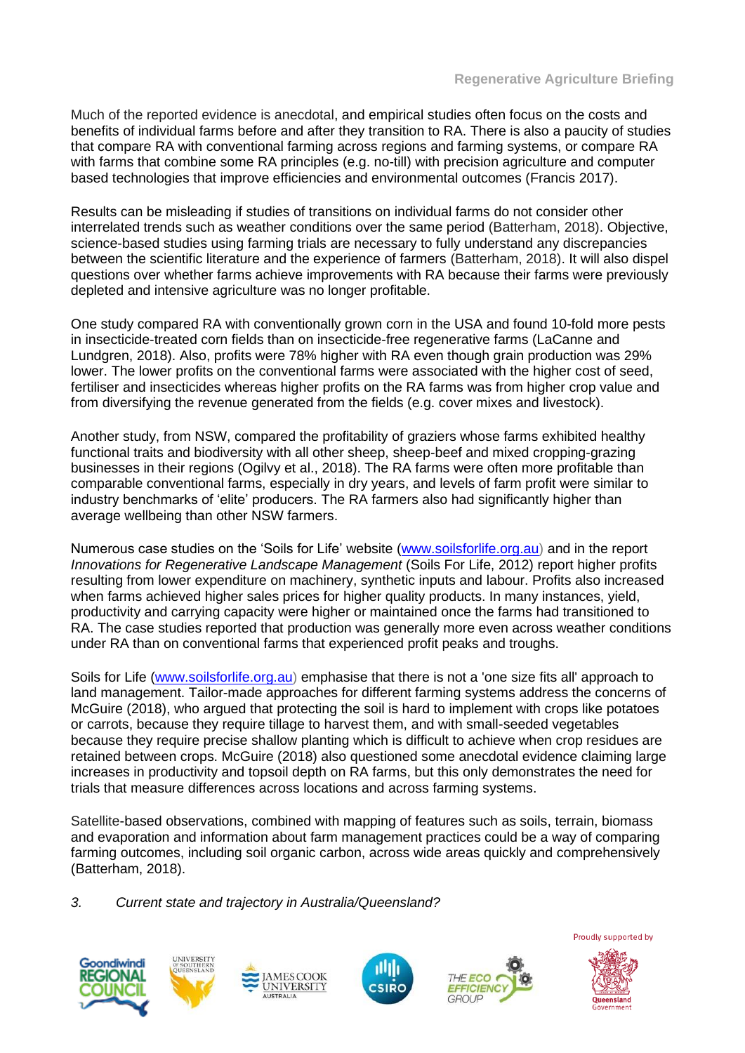Much of the reported evidence is anecdotal, and empirical studies often focus on the costs and benefits of individual farms before and after they transition to RA. There is also a paucity of studies that compare RA with conventional farming across regions and farming systems, or compare RA with farms that combine some RA principles (e.g. no-till) with precision agriculture and computer based technologies that improve efficiencies and environmental outcomes (Francis 2017).

Results can be misleading if studies of transitions on individual farms do not consider other interrelated trends such as weather conditions over the same period (Batterham, 2018). Objective, science-based studies using farming trials are necessary to fully understand any discrepancies between the scientific literature and the experience of farmers (Batterham, 2018). It will also dispel questions over whether farms achieve improvements with RA because their farms were previously depleted and intensive agriculture was no longer profitable.

One study compared RA with conventionally grown corn in the USA and found 10-fold more pests in insecticide-treated corn fields than on insecticide-free regenerative farms (LaCanne and Lundgren, 2018). Also, profits were 78% higher with RA even though grain production was 29% lower. The lower profits on the conventional farms were associated with the higher cost of seed, fertiliser and insecticides whereas higher profits on the RA farms was from higher crop value and from diversifying the revenue generated from the fields (e.g. cover mixes and livestock).

Another study, from NSW, compared the profitability of graziers whose farms exhibited healthy functional traits and biodiversity with all other sheep, sheep-beef and mixed cropping-grazing businesses in their regions (Ogilvy et al., 2018). The RA farms were often more profitable than comparable conventional farms, especially in dry years, and levels of farm profit were similar to industry benchmarks of 'elite' producers. The RA farmers also had significantly higher than average wellbeing than other NSW farmers.

Numerous case studies on the 'Soils for Life' website (www.soilsforlife.org.au) and in the report *Innovations for Regenerative Landscape Management* (Soils For Life, 2012) report higher profits resulting from lower expenditure on machinery, synthetic inputs and labour. Profits also increased when farms achieved higher sales prices for higher quality products. In many instances, yield, productivity and carrying capacity were higher or maintained once the farms had transitioned to RA. The case studies reported that production was generally more even across weather conditions under RA than on conventional farms that experienced profit peaks and troughs.

Soils for Life (www.soilsforlife.org.au) emphasise that there is not a 'one size fits all' approach to land management. Tailor-made approaches for different farming systems address the concerns of McGuire (2018), who argued that protecting the soil is hard to implement with crops like potatoes or carrots, because they require tillage to harvest them, and with small-seeded vegetables because they require precise shallow planting which is difficult to achieve when crop residues are retained between crops. McGuire (2018) also questioned some anecdotal evidence claiming large increases in productivity and topsoil depth on RA farms, but this only demonstrates the need for trials that measure differences across locations and across farming systems.

Satellite-based observations, combined with mapping of features such as soils, terrain, biomass and evaporation and information about farm management practices could be a way of comparing farming outcomes, including soil organic carbon, across wide areas quickly and comprehensively (Batterham, 2018).

*3. Current state and trajectory in Australia/Queensland?*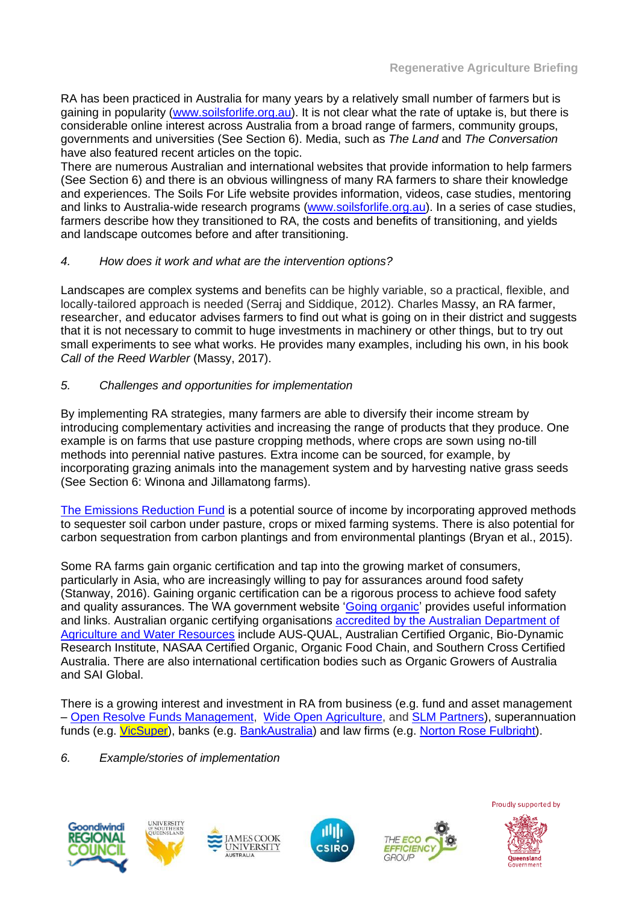RA has been practiced in Australia for many years by a relatively small number of farmers but is gaining in popularity (www.soilsforlife.org.au). It is not clear what the rate of uptake is, but there is considerable online interest across Australia from a broad range of farmers, community groups, governments and universities (See Section 6). Media, such as *The Land* and *The Conversation* have also featured recent articles on the topic.
There are numerous Australian and international websites that provide information to help farmers (See Section 6) and there is an obvious willingness of many RA farmers to share their knowledge and experiences. The Soils For Life website provides information, videos, case studies, mentoring and links to Australia-wide research programs (www.soilsforlife.org.au). In a series of case studies, farmers describe how they transitioned to RA, the costs and benefits of transitioning, and yields and landscape outcomes before and after transitioning.

*4. How does it work and what are the intervention options?*

Landscapes are complex systems and benefits can be highly variable, so a practical, flexible, and locally-tailored approach is needed (Serraj and Siddique, 2012). Charles Massy, an RA farmer, researcher, and educator advises farmers to find out what is going on in their district and suggests that it is not necessary to commit to huge investments in machinery or other things, but to try out small experiments to see what works. He provides many examples, including his own, in his book *Call of the Reed Warbler* (Massy, 2017).

*5. Challenges and opportunities for implementation*

By implementing RA strategies, many farmers are able to diversify their income stream by introducing complementary activities and increasing the range of products that they produce. One example is on farms that use pasture cropping methods, where crops are sown using no-till methods into perennial native pastures. Extra income can be sourced, for example, by incorporating grazing animals into the management system and by harvesting native grass seeds (See Section 6: Winona and Jillamatong farms).

The Emissions Reduction Fund is a potential source of income by incorporating approved methods to sequester soil carbon under pasture, crops or mixed farming systems. There is also potential for carbon sequestration from carbon plantings and from environmental plantings (Bryan et al., 2015).

Some RA farms gain organic certification and tap into the growing market of consumers, particularly in Asia, who are increasingly willing to pay for assurances around food safety (Stanway, 2016). Gaining organic certification can be a rigorous process to achieve food safety and quality assurances. The WA government website 'Going organic' provides useful information and links. Australian organic certifying organisations accredited by the Australian Department of Agriculture and Water Resources include AUS-QUAL, Australian Certified Organic, Bio-Dynamic Research Institute, NASAA Certified Organic, Organic Food Chain, and Southern Cross Certified Australia. There are also international certification bodies such as Organic Growers of Australia and SAI Global.

There is a growing interest and investment in RA from business (e.g. fund and asset management – Open Resolve Funds Management, Wide Open Agriculture, and SLM Partners), superannuation funds (e.g. VicSuper), banks (e.g. BankAustralia) and law firms (e.g. Norton Rose Fulbright).

*6. Example/stories of implementation*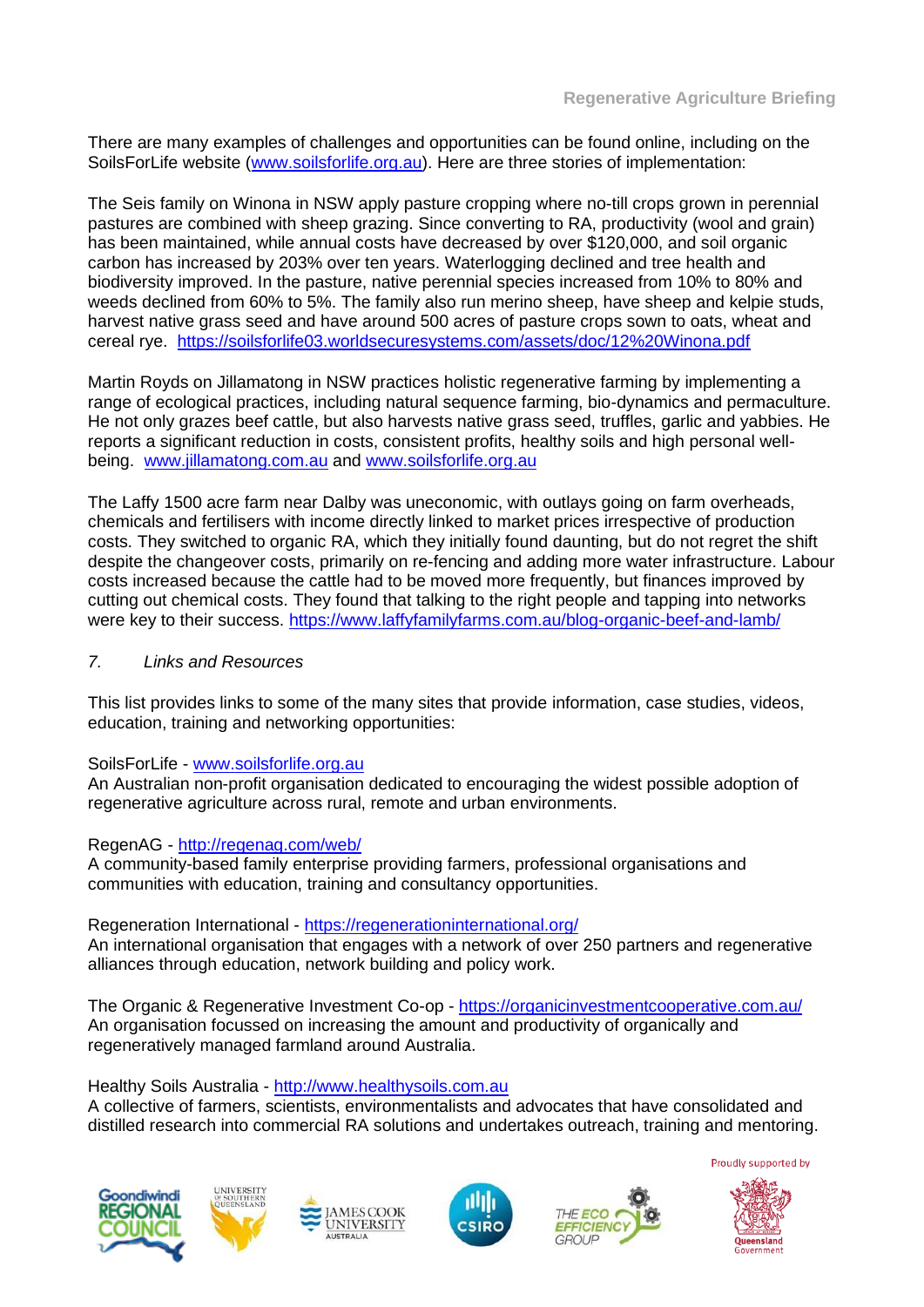There are many examples of challenges and opportunities can be found online, including on the SoilsForLife website (www.soilsforlife.org.au). Here are three stories of implementation:

The Seis family on Winona in NSW apply pasture cropping where no-till crops grown in perennial pastures are combined with sheep grazing. Since converting to RA, productivity (wool and grain) has been maintained, while annual costs have decreased by over $120,000, and soil organic carbon has increased by 203% over ten years. Waterlogging declined and tree health and biodiversity improved. In the pasture, native perennial species increased from 10% to 80% and weeds declined from 60% to 5%. The family also run merino sheep, have sheep and kelpie studs, harvest native grass seed and have around 500 acres of pasture crops sown to oats, wheat and cereal rye. https://soilsforlife03.worldsecuresystems.com/assets/doc/12%20Winona.pdf

Martin Royds on Jillamatong in NSW practices holistic regenerative farming by implementing a range of ecological practices, including natural sequence farming, bio-dynamics and permaculture. He not only grazes beef cattle, but also harvests native grass seed, truffles, garlic and yabbies. He reports a significant reduction in costs, consistent profits, healthy soils and high personal well-being. www.jillamatong.com.au and www.soilsforlife.org.au

The Laffy 1500 acre farm near Dalby was uneconomic, with outlays going on farm overheads, chemicals and fertilisers with income directly linked to market prices irrespective of production costs. They switched to organic RA, which they initially found daunting, but do not regret the shift despite the changeover costs, primarily on re-fencing and adding more water infrastructure. Labour costs increased because the cattle had to be moved more frequently, but finances improved by cutting out chemical costs. They found that talking to the right people and tapping into networks were key to their success. https://www.laffyfamilyfarms.com.au/blog-organic-beef-and-lamb/

## *7. Links and Resources*

This list provides links to some of the many sites that provide information, case studies, videos, education, training and networking opportunities:

SoilsForLife - www.soilsforlife.org.au
An Australian non-profit organisation dedicated to encouraging the widest possible adoption of regenerative agriculture across rural, remote and urban environments.

RegenAG - http://regenag.com/web/
A community-based family enterprise providing farmers, professional organisations and communities with education, training and consultancy opportunities.

Regeneration International - https://regenerationinternational.org/
An international organisation that engages with a network of over 250 partners and regenerative alliances through education, network building and policy work.

The Organic & Regenerative Investment Co-op - https://organicinvestmentcooperative.com.au/
An organisation focussed on increasing the amount and productivity of organically and regeneratively managed farmland around Australia.

Healthy Soils Australia - http://www.healthysoils.com.au
A collective of farmers, scientists, environmentalists and advocates that have consolidated and distilled research into commercial RA solutions and undertakes outreach, training and mentoring.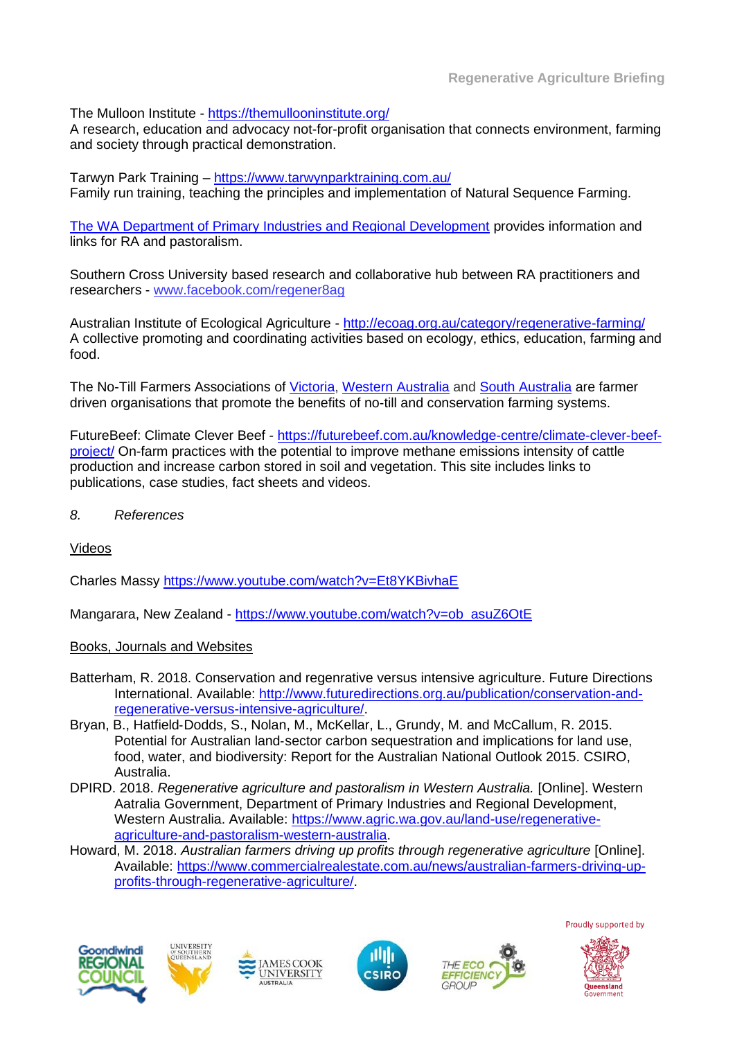The Mulloon Institute - https://themullooninstitute.org/
A research, education and advocacy not-for-profit organisation that connects environment, farming and society through practical demonstration.

Tarwyn Park Training – https://www.tarwynparktraining.com.au/
Family run training, teaching the principles and implementation of Natural Sequence Farming.

The WA Department of Primary Industries and Regional Development provides information and links for RA and pastoralism.

Southern Cross University based research and collaborative hub between RA practitioners and researchers - www.facebook.com/regener8ag

Australian Institute of Ecological Agriculture - http://ecoag.org.au/category/regenerative-farming/
A collective promoting and coordinating activities based on ecology, ethics, education, farming and food.

The No-Till Farmers Associations of Victoria, Western Australia and South Australia are farmer driven organisations that promote the benefits of no-till and conservation farming systems.

FutureBeef: Climate Clever Beef - https://futurebeef.com.au/knowledge-centre/climate-clever-beef-project/ On-farm practices with the potential to improve methane emissions intensity of cattle production and increase carbon stored in soil and vegetation. This site includes links to publications, case studies, fact sheets and videos.

## *8. References*

### Videos

Charles Massy https://www.youtube.com/watch?v=Et8YKBivhaE

Mangarara, New Zealand - https://www.youtube.com/watch?v=ob_asuZ6OtE

### Books, Journals and Websites

Batterham, R. 2018. Conservation and regenrative versus intensive agriculture. Future Directions International. Available: http://www.futuredirections.org.au/publication/conservation-and-regenerative-versus-intensive-agriculture/.

Bryan, B., Hatfield-Dodds, S., Nolan, M., McKellar, L., Grundy, M. and McCallum, R. 2015. Potential for Australian land-sector carbon sequestration and implications for land use, food, water, and biodiversity: Report for the Australian National Outlook 2015. CSIRO, Australia.

DPIRD. 2018. *Regenerative agriculture and pastoralism in Western Australia.* [Online]. Western Aatralia Government, Department of Primary Industries and Regional Development, Western Australia. Available: https://www.agric.wa.gov.au/land-use/regenerative-agriculture-and-pastoralism-western-australia.

Howard, M. 2018. *Australian farmers driving up profits through regenerative agriculture* [Online]. Available: https://www.commercialrealestate.com.au/news/australian-farmers-driving-up-profits-through-regenerative-agriculture/.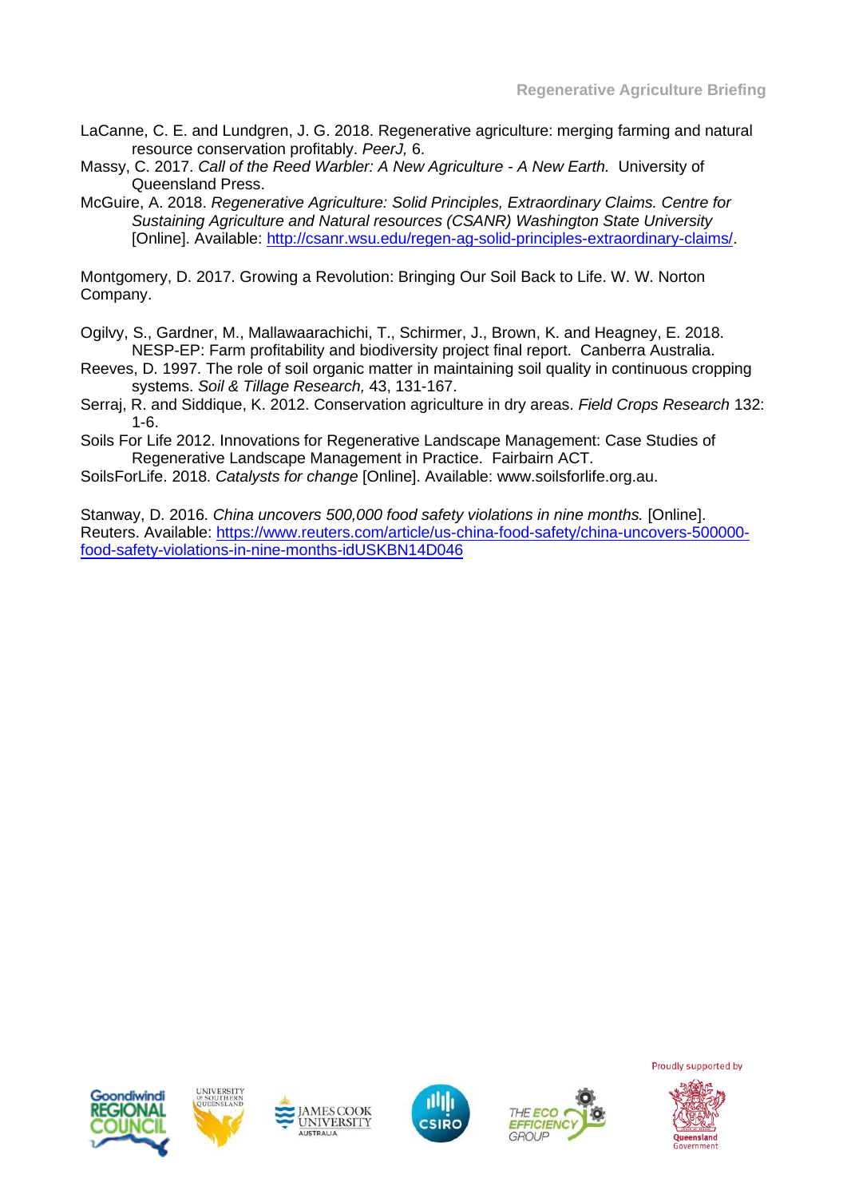LaCanne, C. E. and Lundgren, J. G. 2018. Regenerative agriculture: merging farming and natural resource conservation profitably. *PeerJ,* 6.

Massy, C. 2017. *Call of the Reed Warbler: A New Agriculture - A New Earth.* University of Queensland Press.

McGuire, A. 2018. *Regenerative Agriculture: Solid Principles, Extraordinary Claims. Centre for Sustaining Agriculture and Natural resources (CSANR) Washington State University* [Online]. Available: http://csanr.wsu.edu/regen-ag-solid-principles-extraordinary-claims/.

Montgomery, D. 2017. Growing a Revolution: Bringing Our Soil Back to Life. W. W. Norton Company.

Ogilvy, S., Gardner, M., Mallawaarachichi, T., Schirmer, J., Brown, K. and Heagney, E. 2018. NESP-EP: Farm profitability and biodiversity project final report. Canberra Australia.

Reeves, D. 1997. The role of soil organic matter in maintaining soil quality in continuous cropping systems. *Soil & Tillage Research,* 43, 131-167.

Serraj, R. and Siddique, K. 2012. Conservation agriculture in dry areas. *Field Crops Research* 132: 1-6.

Soils For Life 2012. Innovations for Regenerative Landscape Management: Case Studies of Regenerative Landscape Management in Practice. Fairbairn ACT.

SoilsForLife. 2018. *Catalysts for change* [Online]. Available: www.soilsforlife.org.au.

Stanway, D. 2016. *China uncovers 500,000 food safety violations in nine months.* [Online]. Reuters. Available: https://www.reuters.com/article/us-china-food-safety/china-uncovers-500000-food-safety-violations-in-nine-months-idUSKBN14D046

Proudly supported by